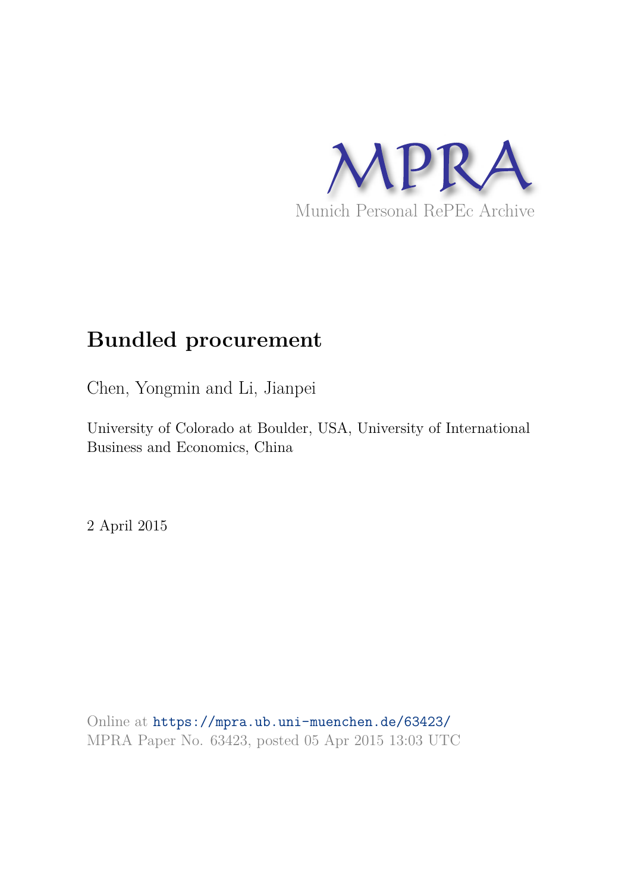MPRA

Munich Personal RePEc Archive

# Bundled procurement

Chen, Yongmin and Li, Jianpei

University of Colorado at Boulder, USA, University of International Business and Economics, China

2 April 2015

Online at https://mpra.ub.uni-muenchen.de/63423/

MPRA Paper No. 63423, posted 05 Apr 2015 13:03 UTC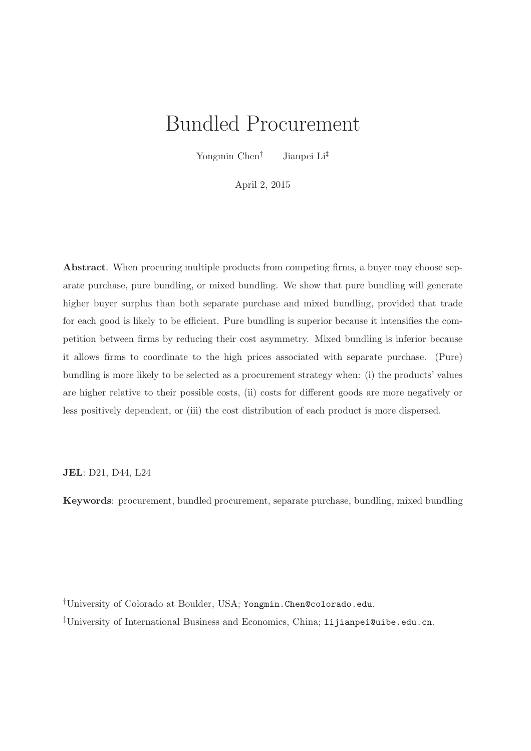# Bundled Procurement

Yongmin Chen[†] Jianpei Li[‡]

April 2, 2015

**Abstract**. When procuring multiple products from competing firms, a buyer may choose separate purchase, pure bundling, or mixed bundling. We show that pure bundling will generate higher buyer surplus than both separate purchase and mixed bundling, provided that trade for each good is likely to be efficient. Pure bundling is superior because it intensifies the competition between firms by reducing their cost asymmetry. Mixed bundling is inferior because it allows firms to coordinate to the high prices associated with separate purchase. (Pure) bundling is more likely to be selected as a procurement strategy when: (i) the products' values are higher relative to their possible costs, (ii) costs for different goods are more negatively or less positively dependent, or (iii) the cost distribution of each product is more dispersed.

**JEL**: D21, D44, L24

**Keywords**: procurement, bundled procurement, separate purchase, bundling, mixed bundling

[†]University of Colorado at Boulder, USA; `Yongmin.Chen@colorado.edu`.

[‡]University of International Business and Economics, China; `lijianpei@uibe.edu.cn`.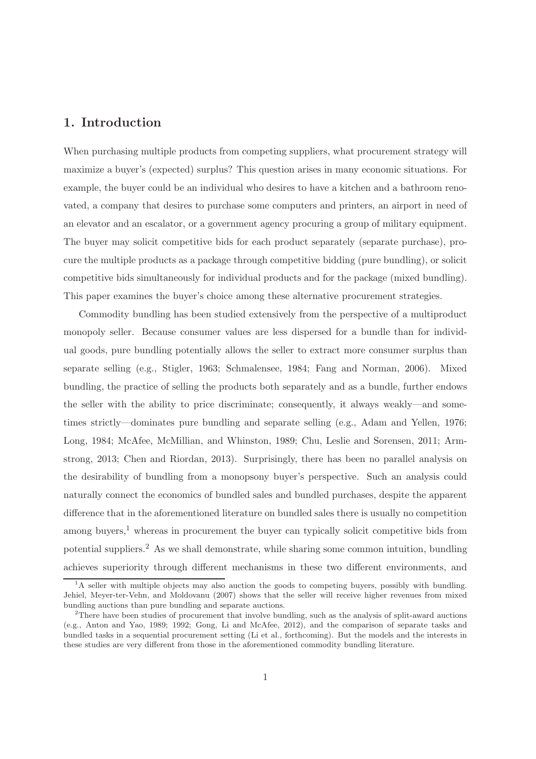## 1. Introduction

When purchasing multiple products from competing suppliers, what procurement strategy will maximize a buyer's (expected) surplus? This question arises in many economic situations. For example, the buyer could be an individual who desires to have a kitchen and a bathroom renovated, a company that desires to purchase some computers and printers, an airport in need of an elevator and an escalator, or a government agency procuring a group of military equipment. The buyer may solicit competitive bids for each product separately (separate purchase), procure the multiple products as a package through competitive bidding (pure bundling), or solicit competitive bids simultaneously for individual products and for the package (mixed bundling). This paper examines the buyer's choice among these alternative procurement strategies.

Commodity bundling has been studied extensively from the perspective of a multiproduct monopoly seller. Because consumer values are less dispersed for a bundle than for individual goods, pure bundling potentially allows the seller to extract more consumer surplus than separate selling (e.g., Stigler, 1963; Schmalensee, 1984; Fang and Norman, 2006). Mixed bundling, the practice of selling the products both separately and as a bundle, further endows the seller with the ability to price discriminate; consequently, it always weakly—and sometimes strictly—dominates pure bundling and separate selling (e.g., Adam and Yellen, 1976; Long, 1984; McAfee, McMillian, and Whinston, 1989; Chu, Leslie and Sorensen, 2011; Armstrong, 2013; Chen and Riordan, 2013). Surprisingly, there has been no parallel analysis on the desirability of bundling from a monopsony buyer's perspective. Such an analysis could naturally connect the economics of bundled sales and bundled purchases, despite the apparent difference that in the aforementioned literature on bundled sales there is usually no competition among buyers,[1] whereas in procurement the buyer can typically solicit competitive bids from potential suppliers.[2] As we shall demonstrate, while sharing some common intuition, bundling achieves superiority through different mechanisms in these two different environments, and

[1] A seller with multiple objects may also auction the goods to competing buyers, possibly with bundling. Jehiel, Meyer-ter-Vehn, and Moldovanu (2007) shows that the seller will receive higher revenues from mixed bundling auctions than pure bundling and separate auctions.

[2] There have been studies of procurement that involve bundling, such as the analysis of split-award auctions (e.g., Anton and Yao, 1989; 1992; Gong, Li and McAfee, 2012), and the comparison of separate tasks and bundled tasks in a sequential procurement setting (Li et al., forthcoming). But the models and the interests in these studies are very different from those in the aforementioned commodity bundling literature.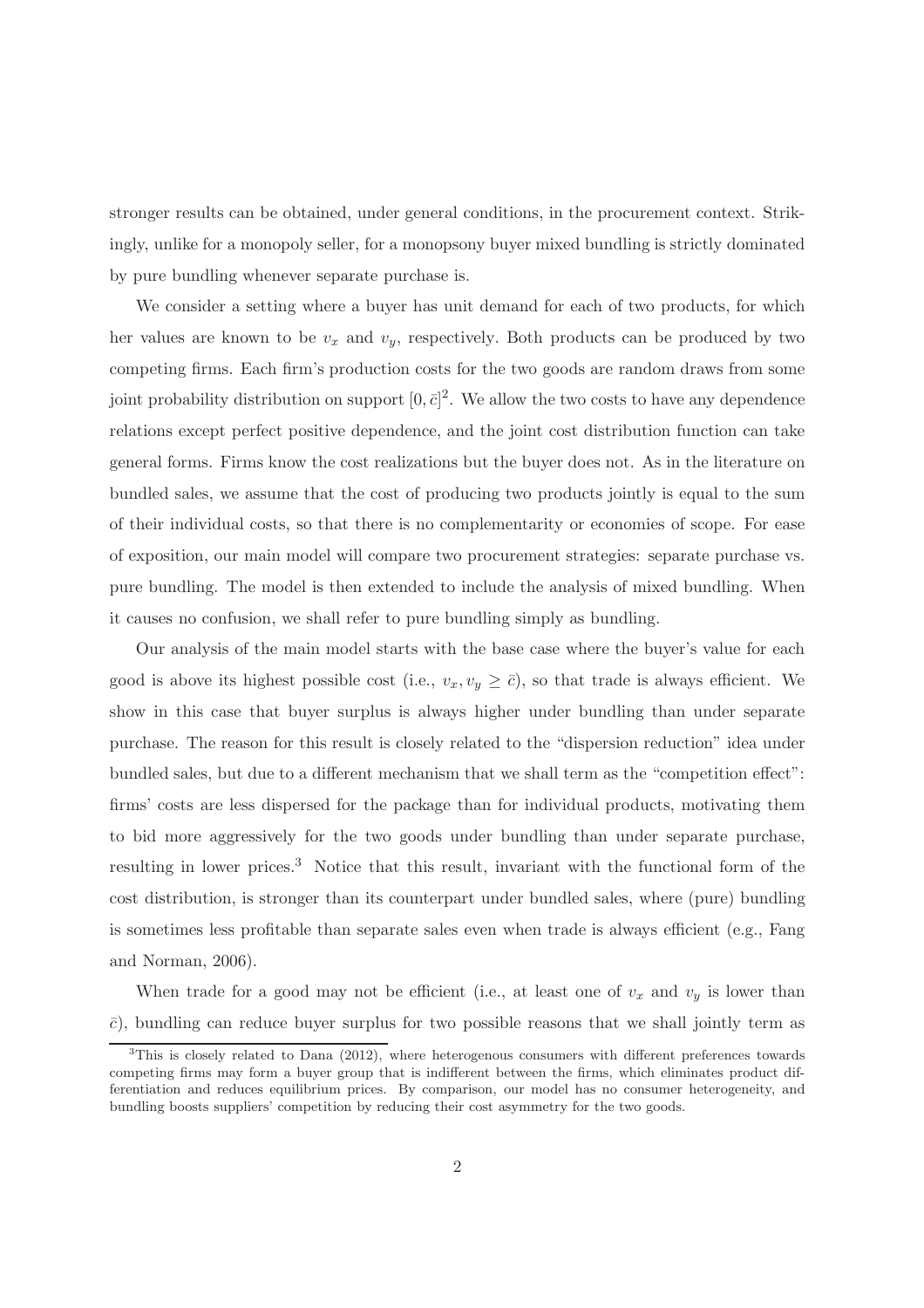stronger results can be obtained, under general conditions, in the procurement context. Strikingly, unlike for a monopoly seller, for a monopsony buyer mixed bundling is strictly dominated by pure bundling whenever separate purchase is.

We consider a setting where a buyer has unit demand for each of two products, for which her values are known to be $v_x$ and $v_y$, respectively. Both products can be produced by two competing firms. Each firm's production costs for the two goods are random draws from some joint probability distribution on support $[0, \bar{c}]^2$. We allow the two costs to have any dependence relations except perfect positive dependence, and the joint cost distribution function can take general forms. Firms know the cost realizations but the buyer does not. As in the literature on bundled sales, we assume that the cost of producing two products jointly is equal to the sum of their individual costs, so that there is no complementarity or economies of scope. For ease of exposition, our main model will compare two procurement strategies: separate purchase vs. pure bundling. The model is then extended to include the analysis of mixed bundling. When it causes no confusion, we shall refer to pure bundling simply as bundling.

Our analysis of the main model starts with the base case where the buyer's value for each good is above its highest possible cost (i.e., $v_x, v_y \geq \bar{c}$), so that trade is always efficient. We show in this case that buyer surplus is always higher under bundling than under separate purchase. The reason for this result is closely related to the "dispersion reduction" idea under bundled sales, but due to a different mechanism that we shall term as the "competition effect": firms' costs are less dispersed for the package than for individual products, motivating them to bid more aggressively for the two goods under bundling than under separate purchase, resulting in lower prices.[3] Notice that this result, invariant with the functional form of the cost distribution, is stronger than its counterpart under bundled sales, where (pure) bundling is sometimes less profitable than separate sales even when trade is always efficient (e.g., Fang and Norman, 2006).

When trade for a good may not be efficient (i.e., at least one of $v_x$ and $v_y$ is lower than $\bar{c}$), bundling can reduce buyer surplus for two possible reasons that we shall jointly term as

[3] This is closely related to Dana (2012), where heterogenous consumers with different preferences towards competing firms may form a buyer group that is indifferent between the firms, which eliminates product differentiation and reduces equilibrium prices. By comparison, our model has no consumer heterogeneity, and bundling boosts suppliers' competition by reducing their cost asymmetry for the two goods.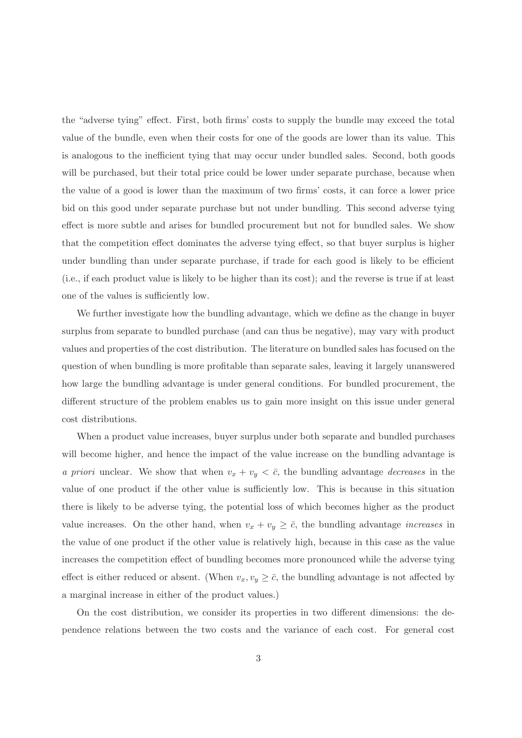the "adverse tying" effect. First, both firms' costs to supply the bundle may exceed the total value of the bundle, even when their costs for one of the goods are lower than its value. This is analogous to the inefficient tying that may occur under bundled sales. Second, both goods will be purchased, but their total price could be lower under separate purchase, because when the value of a good is lower than the maximum of two firms' costs, it can force a lower price bid on this good under separate purchase but not under bundling. This second adverse tying effect is more subtle and arises for bundled procurement but not for bundled sales. We show that the competition effect dominates the adverse tying effect, so that buyer surplus is higher under bundling than under separate purchase, if trade for each good is likely to be efficient (i.e., if each product value is likely to be higher than its cost); and the reverse is true if at least one of the values is sufficiently low.

We further investigate how the bundling advantage, which we define as the change in buyer surplus from separate to bundled purchase (and can thus be negative), may vary with product values and properties of the cost distribution. The literature on bundled sales has focused on the question of when bundling is more profitable than separate sales, leaving it largely unanswered how large the bundling advantage is under general conditions. For bundled procurement, the different structure of the problem enables us to gain more insight on this issue under general cost distributions.

When a product value increases, buyer surplus under both separate and bundled purchases will become higher, and hence the impact of the value increase on the bundling advantage is *a priori* unclear. We show that when $v_x + v_y < \bar{c}$, the bundling advantage *decreases* in the value of one product if the other value is sufficiently low. This is because in this situation there is likely to be adverse tying, the potential loss of which becomes higher as the product value increases. On the other hand, when $v_x + v_y \geq \bar{c}$, the bundling advantage *increases* in the value of one product if the other value is relatively high, because in this case as the value increases the competition effect of bundling becomes more pronounced while the adverse tying effect is either reduced or absent. (When $v_x, v_y \geq \bar{c}$, the bundling advantage is not affected by a marginal increase in either of the product values.)

On the cost distribution, we consider its properties in two different dimensions: the dependence relations between the two costs and the variance of each cost. For general cost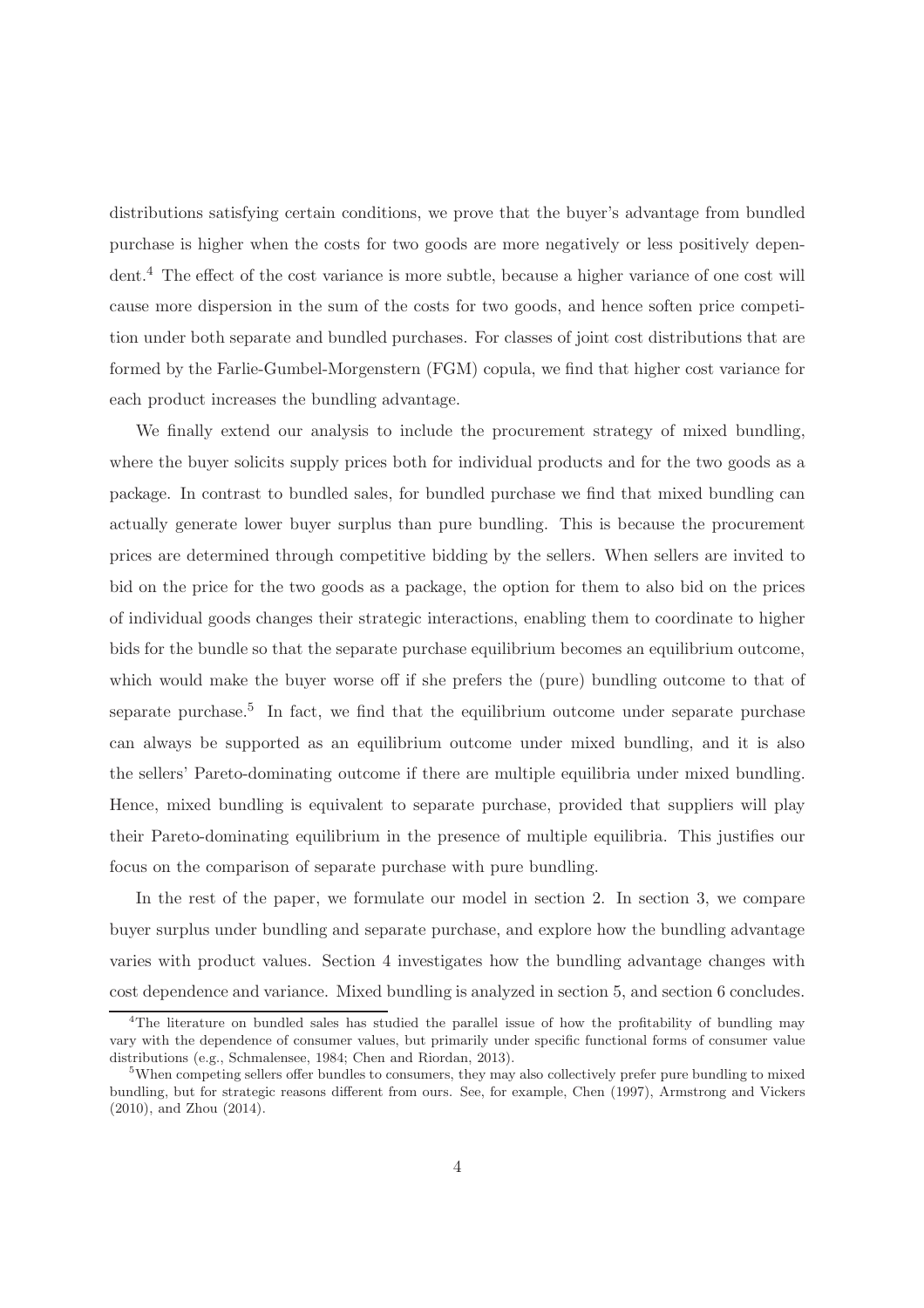distributions satisfying certain conditions, we prove that the buyer's advantage from bundled purchase is higher when the costs for two goods are more negatively or less positively dependent.[4] The effect of the cost variance is more subtle, because a higher variance of one cost will cause more dispersion in the sum of the costs for two goods, and hence soften price competition under both separate and bundled purchases. For classes of joint cost distributions that are formed by the Farlie-Gumbel-Morgenstern (FGM) copula, we find that higher cost variance for each product increases the bundling advantage.

We finally extend our analysis to include the procurement strategy of mixed bundling, where the buyer solicits supply prices both for individual products and for the two goods as a package. In contrast to bundled sales, for bundled purchase we find that mixed bundling can actually generate lower buyer surplus than pure bundling. This is because the procurement prices are determined through competitive bidding by the sellers. When sellers are invited to bid on the price for the two goods as a package, the option for them to also bid on the prices of individual goods changes their strategic interactions, enabling them to coordinate to higher bids for the bundle so that the separate purchase equilibrium becomes an equilibrium outcome, which would make the buyer worse off if she prefers the (pure) bundling outcome to that of separate purchase.[5] In fact, we find that the equilibrium outcome under separate purchase can always be supported as an equilibrium outcome under mixed bundling, and it is also the sellers' Pareto-dominating outcome if there are multiple equilibria under mixed bundling. Hence, mixed bundling is equivalent to separate purchase, provided that suppliers will play their Pareto-dominating equilibrium in the presence of multiple equilibria. This justifies our focus on the comparison of separate purchase with pure bundling.

In the rest of the paper, we formulate our model in section 2. In section 3, we compare buyer surplus under bundling and separate purchase, and explore how the bundling advantage varies with product values. Section 4 investigates how the bundling advantage changes with cost dependence and variance. Mixed bundling is analyzed in section 5, and section 6 concludes.

[4] The literature on bundled sales has studied the parallel issue of how the profitability of bundling may vary with the dependence of consumer values, but primarily under specific functional forms of consumer value distributions (e.g., Schmalensee, 1984; Chen and Riordan, 2013).

[5] When competing sellers offer bundles to consumers, they may also collectively prefer pure bundling to mixed bundling, but for strategic reasons different from ours. See, for example, Chen (1997), Armstrong and Vickers (2010), and Zhou (2014).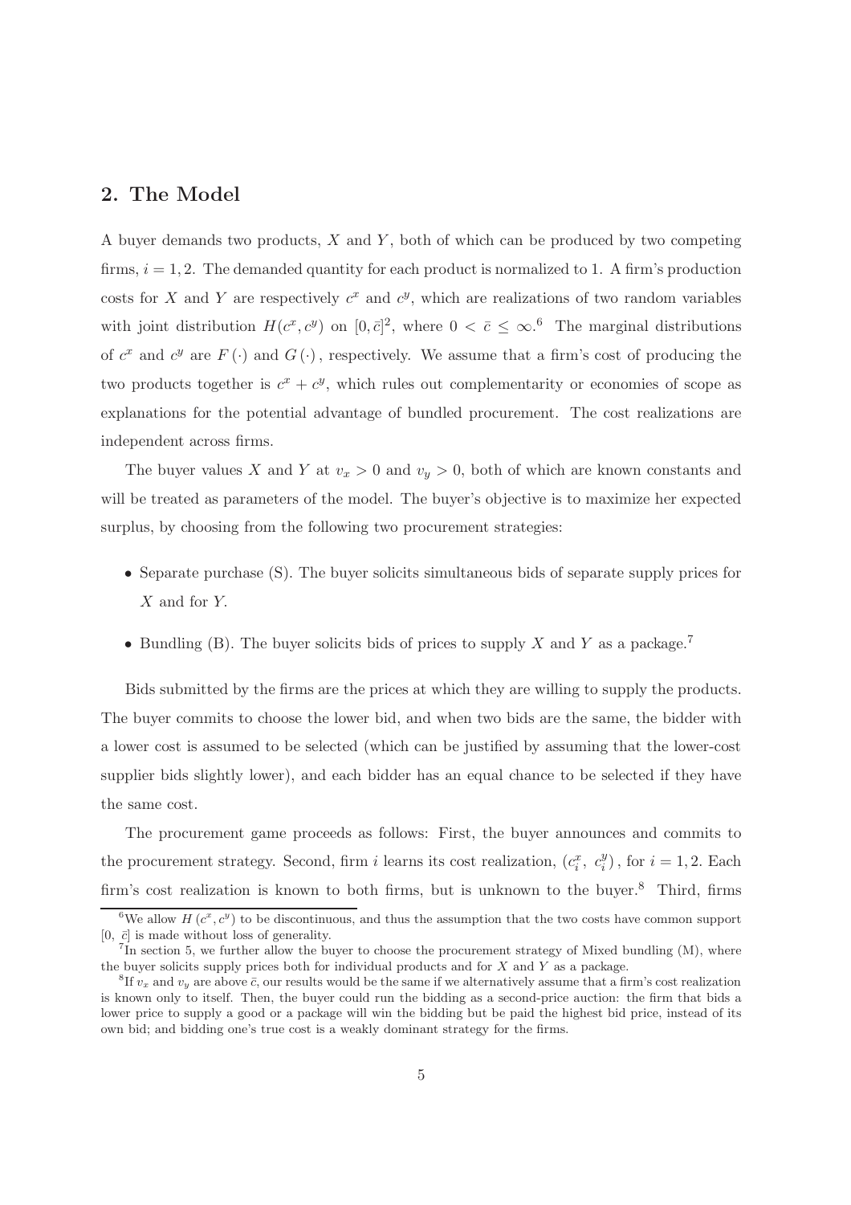## 2. The Model

A buyer demands two products, $X$ and $Y$, both of which can be produced by two competing firms, $i = 1, 2$. The demanded quantity for each product is normalized to 1. A firm's production costs for $X$ and $Y$ are respectively $c^x$ and $c^y$, which are realizations of two random variables with joint distribution $H(c^x, c^y)$ on $[0, \bar{c}]^2$, where $0 < \bar{c} \leq \infty$.[6] The marginal distributions of $c^x$ and $c^y$ are $F(\cdot)$ and $G(\cdot)$, respectively. We assume that a firm's cost of producing the two products together is $c^x + c^y$, which rules out complementarity or economies of scope as explanations for the potential advantage of bundled procurement. The cost realizations are independent across firms.

The buyer values $X$ and $Y$ at $v_x > 0$ and $v_y > 0$, both of which are known constants and will be treated as parameters of the model. The buyer's objective is to maximize her expected surplus, by choosing from the following two procurement strategies:

- Separate purchase (S). The buyer solicits simultaneous bids of separate supply prices for $X$ and for $Y$.
- Bundling (B). The buyer solicits bids of prices to supply $X$ and $Y$ as a package.[7]

Bids submitted by the firms are the prices at which they are willing to supply the products. The buyer commits to choose the lower bid, and when two bids are the same, the bidder with a lower cost is assumed to be selected (which can be justified by assuming that the lower-cost supplier bids slightly lower), and each bidder has an equal chance to be selected if they have the same cost.

The procurement game proceeds as follows: First, the buyer announces and commits to the procurement strategy. Second, firm $i$ learns its cost realization, $(c_i^x,\ c_i^y)$, for $i = 1, 2$. Each firm's cost realization is known to both firms, but is unknown to the buyer.[8] Third, firms

[6] We allow $H(c^x, c^y)$ to be discontinuous, and thus the assumption that the two costs have common support $[0,\ \bar{c}]$ is made without loss of generality.

[7] In section 5, we further allow the buyer to choose the procurement strategy of Mixed bundling (M), where the buyer solicits supply prices both for individual products and for $X$ and $Y$ as a package.

[8] If $v_x$ and $v_y$ are above $\bar{c}$, our results would be the same if we alternatively assume that a firm's cost realization is known only to itself. Then, the buyer could run the bidding as a second-price auction: the firm that bids a lower price to supply a good or a package will win the bidding but be paid the highest bid price, instead of its own bid; and bidding one's true cost is a weakly dominant strategy for the firms.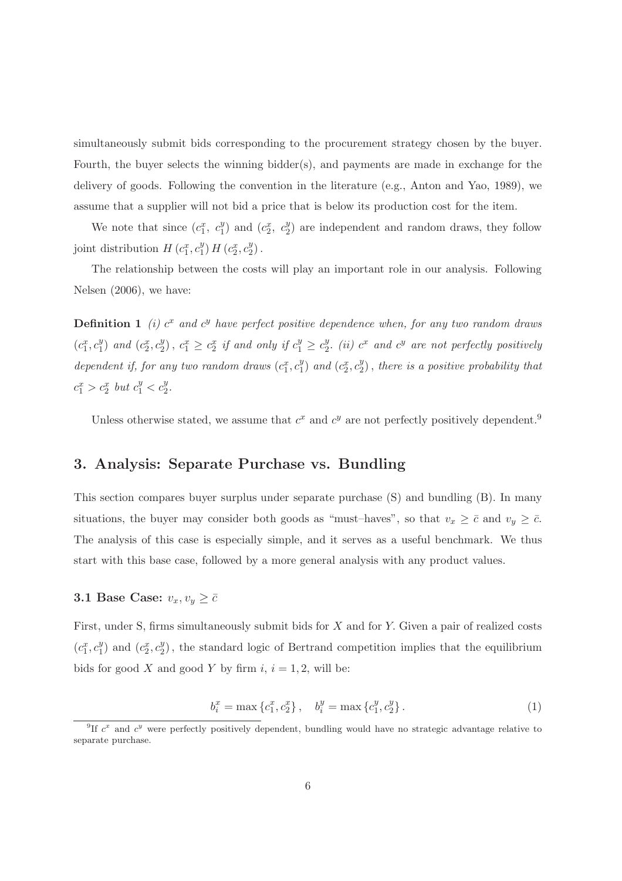simultaneously submit bids corresponding to the procurement strategy chosen by the buyer. Fourth, the buyer selects the winning bidder(s), and payments are made in exchange for the delivery of goods. Following the convention in the literature (e.g., Anton and Yao, 1989), we assume that a supplier will not bid a price that is below its production cost for the item.

We note that since $(c_1^x,\ c_1^y)$ and $(c_2^x,\ c_2^y)$ are independent and random draws, they follow joint distribution $H(c_1^x, c_1^y)\, H(c_2^x, c_2^y)$.

The relationship between the costs will play an important role in our analysis. Following Nelsen (2006), we have:

**Definition 1** *(i) $c^x$ and $c^y$ have perfect positive dependence when, for any two random draws $(c_1^x, c_1^y)$ and $(c_2^x, c_2^y)$, $c_1^x \geq c_2^x$ if and only if $c_1^y \geq c_2^y$. (ii) $c^x$ and $c^y$ are not perfectly positively dependent if, for any two random draws $(c_1^x, c_1^y)$ and $(c_2^x, c_2^y)$, there is a positive probability that $c_1^x > c_2^x$ but $c_1^y < c_2^y$.*

Unless otherwise stated, we assume that $c^x$ and $c^y$ are not perfectly positively dependent.[9]

## 3. Analysis: Separate Purchase vs. Bundling

This section compares buyer surplus under separate purchase (S) and bundling (B). In many situations, the buyer may consider both goods as "must–haves", so that $v_x \geq \bar{c}$ and $v_y \geq \bar{c}$. The analysis of this case is especially simple, and it serves as a useful benchmark. We thus start with this base case, followed by a more general analysis with any product values.

### 3.1 Base Case: $v_x, v_y \geq \bar{c}$

First, under S, firms simultaneously submit bids for $X$ and for $Y$. Given a pair of realized costs $(c_1^x, c_1^y)$ and $(c_2^x, c_2^y)$, the standard logic of Bertrand competition implies that the equilibrium bids for good $X$ and good $Y$ by firm $i$, $i = 1, 2$, will be:

$$b_i^x = \max\{c_1^x, c_2^x\}, \quad b_i^y = \max\{c_1^y, c_2^y\}. \tag{1}$$

[9] If $c^x$ and $c^y$ were perfectly positively dependent, bundling would have no strategic advantage relative to separate purchase.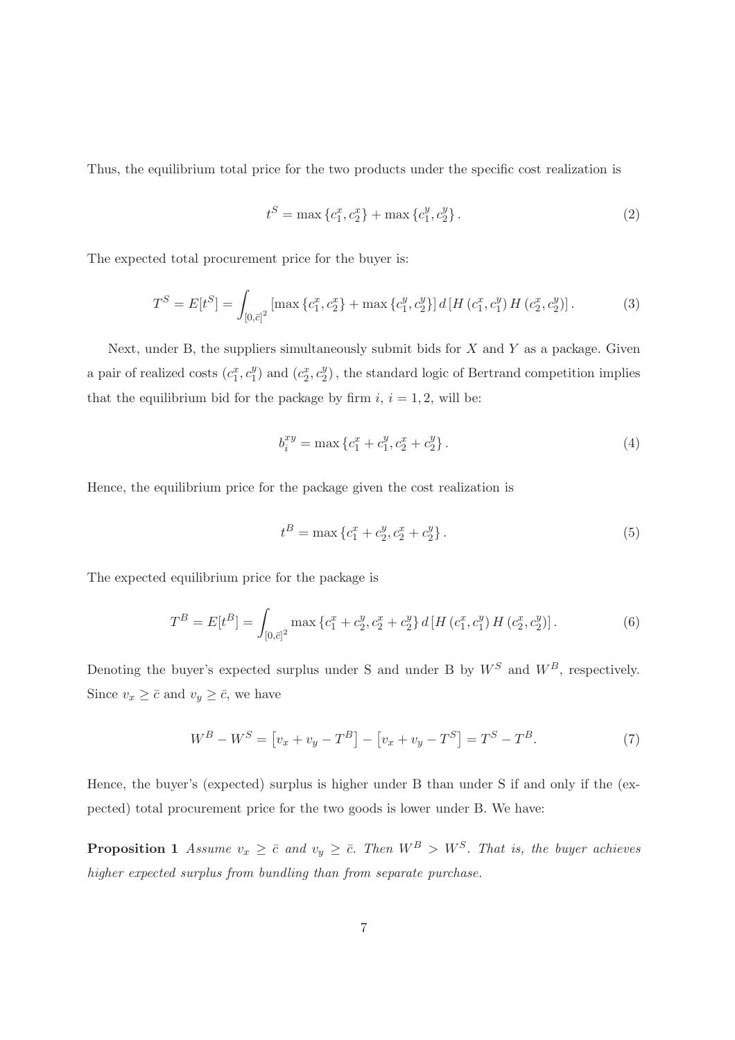Thus, the equilibrium total price for the two products under the specific cost realization is

$$t^S = \max\{c_1^x, c_2^x\} + \max\{c_1^y, c_2^y\}. \tag{2}$$

The expected total procurement price for the buyer is:

$$T^S = E[t^S] = \int_{[0,\bar{c}]^2} [\max\{c_1^x, c_2^x\} + \max\{c_1^y, c_2^y\}]\, d\left[H\left(c_1^x, c_1^y\right) H\left(c_2^x, c_2^y\right)\right]. \tag{3}$$

Next, under B, the suppliers simultaneously submit bids for $X$ and $Y$ as a package. Given a pair of realized costs $(c_1^x, c_1^y)$ and $(c_2^x, c_2^y)$, the standard logic of Bertrand competition implies that the equilibrium bid for the package by firm $i$, $i = 1, 2$, will be:

$$b_i^{xy} = \max\{c_1^x + c_1^y, c_2^x + c_2^y\}. \tag{4}$$

Hence, the equilibrium price for the package given the cost realization is

$$t^B = \max\{c_1^x + c_2^y, c_2^x + c_2^y\}. \tag{5}$$

The expected equilibrium price for the package is

$$T^B = E[t^B] = \int_{[0,\bar{c}]^2} \max\{c_1^x + c_2^y, c_2^x + c_2^y\}\, d\left[H\left(c_1^x, c_1^y\right) H\left(c_2^x, c_2^y\right)\right]. \tag{6}$$

Denoting the buyer's expected surplus under S and under B by $W^S$ and $W^B$, respectively. Since $v_x \geq \bar{c}$ and $v_y \geq \bar{c}$, we have

$$W^B - W^S = \left[v_x + v_y - T^B\right] - \left[v_x + v_y - T^S\right] = T^S - T^B. \tag{7}$$

Hence, the buyer's (expected) surplus is higher under B than under S if and only if the (expected) total procurement price for the two goods is lower under B. We have:

**Proposition 1** *Assume $v_x \geq \bar{c}$ and $v_y \geq \bar{c}$. Then $W^B > W^S$. That is, the buyer achieves higher expected surplus from bundling than from separate purchase.*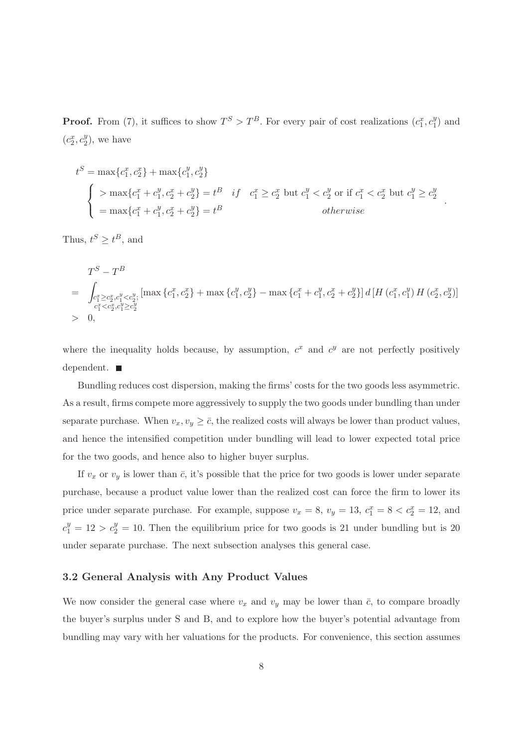**Proof.** From (7), it suffices to show $T^S > T^B$. For every pair of cost realizations $(c_1^x, c_1^y)$ and $(c_2^x, c_2^y)$, we have

$$
\begin{aligned}
t^S &= \max\{c_1^x, c_2^x\} + \max\{c_1^y, c_2^y\} \\
&\begin{cases} > \max\{c_1^x + c_1^y, c_2^x + c_2^y\} = t^B & if \quad c_1^x \geq c_2^x \text{ but } c_1^y < c_2^y \text{ or if } c_1^x < c_2^x \text{ but } c_1^y \geq c_2^y \\ = \max\{c_1^x + c_1^y, c_2^x + c_2^y\} = t^B & otherwise \end{cases}.
\end{aligned}
$$

Thus, $t^S \geq t^B$, and

$$
\begin{aligned}
& T^S - T^B \\
= & \int_{\substack{c_1^x \geq c_2^x, c_1^y < c_2^y; \\ c_1^x < c_2^x, c_1^y \geq c_2^y}} \left[\max\left\{c_1^x, c_2^x\right\} + \max\left\{c_1^y, c_2^y\right\} - \max\left\{c_1^x + c_1^y, c_2^x + c_2^y\right\}\right] d\left[H\left(c_1^x, c_1^y\right) H\left(c_2^x, c_2^y\right)\right] \\
> & \ 0,
\end{aligned}
$$

where the inequality holds because, by assumption, $c^x$ and $c^y$ are not perfectly positively dependent. ■

Bundling reduces cost dispersion, making the firms' costs for the two goods less asymmetric. As a result, firms compete more aggressively to supply the two goods under bundling than under separate purchase. When $v_x, v_y \geq \bar{c}$, the realized costs will always be lower than product values, and hence the intensified competition under bundling will lead to lower expected total price for the two goods, and hence also to higher buyer surplus.

If $v_x$ or $v_y$ is lower than $\bar{c}$, it's possible that the price for two goods is lower under separate purchase, because a product value lower than the realized cost can force the firm to lower its price under separate purchase. For example, suppose $v_x = 8$, $v_y = 13$, $c_1^x = 8 < c_2^x = 12$, and $c_1^y = 12 > c_2^y = 10$. Then the equilibrium price for two goods is 21 under bundling but is 20 under separate purchase. The next subsection analyses this general case.

### 3.2 General Analysis with Any Product Values

We now consider the general case where $v_x$ and $v_y$ may be lower than $\bar{c}$, to compare broadly the buyer's surplus under S and B, and to explore how the buyer's potential advantage from bundling may vary with her valuations for the products. For convenience, this section assumes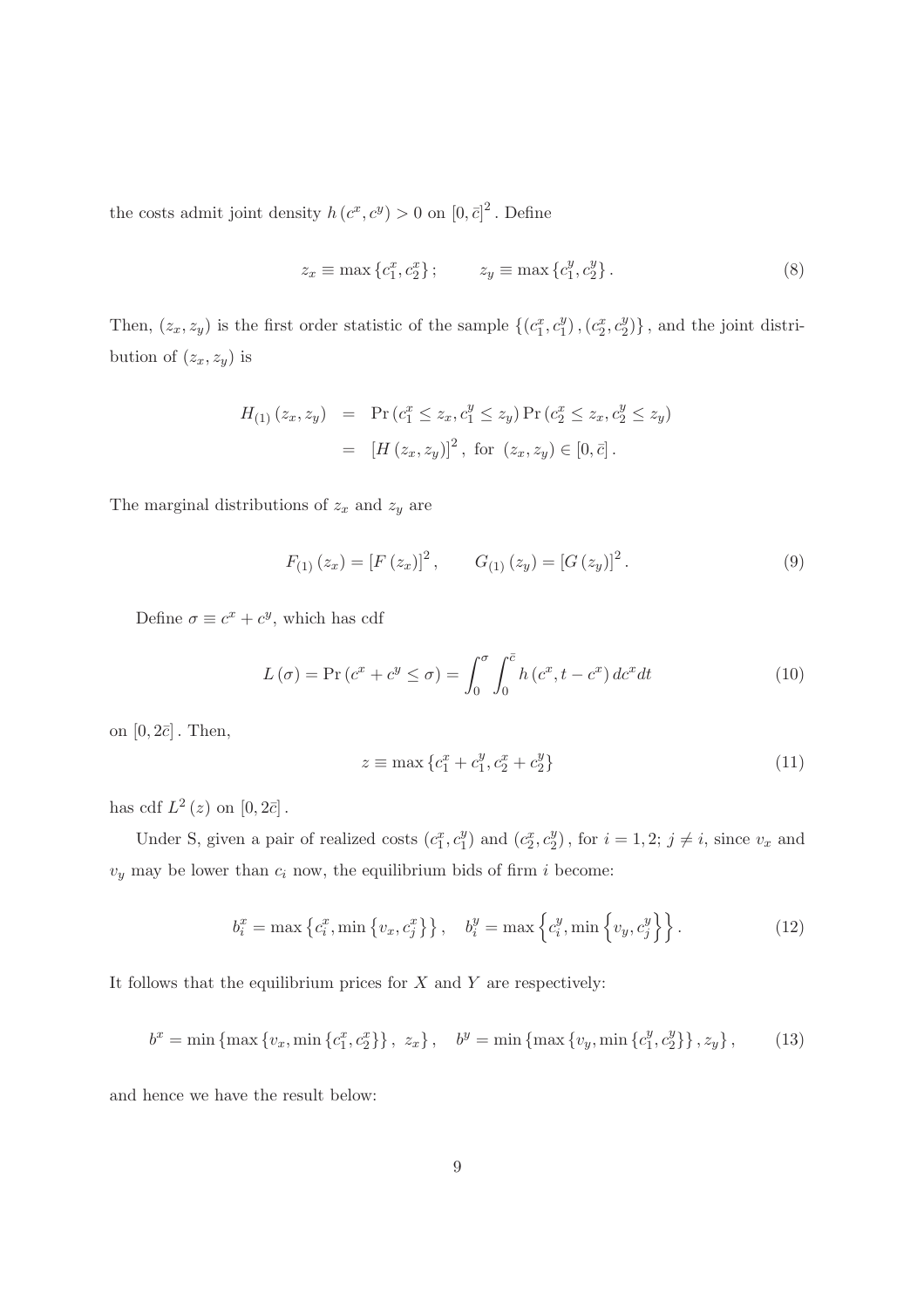the costs admit joint density $h(c^x, c^y) > 0$ on $[0, \bar{c}]^2$. Define

$$z_x \equiv \max\{c_1^x, c_2^x\}; \qquad z_y \equiv \max\{c_1^y, c_2^y\}. \tag{8}$$

Then, $(z_x, z_y)$ is the first order statistic of the sample $\{(c_1^x, c_1^y), (c_2^x, c_2^y)\}$, and the joint distribution of $(z_x, z_y)$ is

$$\begin{aligned} H_{(1)}(z_x, z_y) &= \Pr(c_1^x \leq z_x, c_1^y \leq z_y) \Pr(c_2^x \leq z_x, c_2^y \leq z_y) \\ &= [H(z_x, z_y)]^2, \text{ for } (z_x, z_y) \in [0, \bar{c}]. \end{aligned}$$

The marginal distributions of $z_x$ and $z_y$ are

$$F_{(1)}(z_x) = [F(z_x)]^2, \qquad G_{(1)}(z_y) = [G(z_y)]^2. \tag{9}$$

Define $\sigma \equiv c^x + c^y$, which has cdf

$$L(\sigma) = \Pr(c^x + c^y \leq \sigma) = \int_0^{\sigma} \int_0^{\bar{c}} h(c^x, t - c^x)\, dc^x dt \tag{10}$$

on $[0, 2\bar{c}]$. Then,

$$z \equiv \max\{c_1^x + c_1^y, c_2^x + c_2^y\} \tag{11}$$

has cdf $L^2(z)$ on $[0, 2\bar{c}]$.

Under S, given a pair of realized costs $(c_1^x, c_1^y)$ and $(c_2^x, c_2^y)$, for $i = 1, 2$; $j \neq i$, since $v_x$ and $v_y$ may be lower than $c_i$ now, the equilibrium bids of firm $i$ become:

$$b_i^x = \max\left\{c_i^x, \min\left\{v_x, c_j^x\right\}\right\}, \quad b_i^y = \max\left\{c_i^y, \min\left\{v_y, c_j^y\right\}\right\}. \tag{12}$$

It follows that the equilibrium prices for $X$ and $Y$ are respectively:

$$b^x = \min\left\{\max\left\{v_x, \min\left\{c_1^x, c_2^x\right\}\right\},\ z_x\right\}, \quad b^y = \min\left\{\max\left\{v_y, \min\left\{c_1^y, c_2^y\right\}\right\}, z_y\right\}, \tag{13}$$

and hence we have the result below: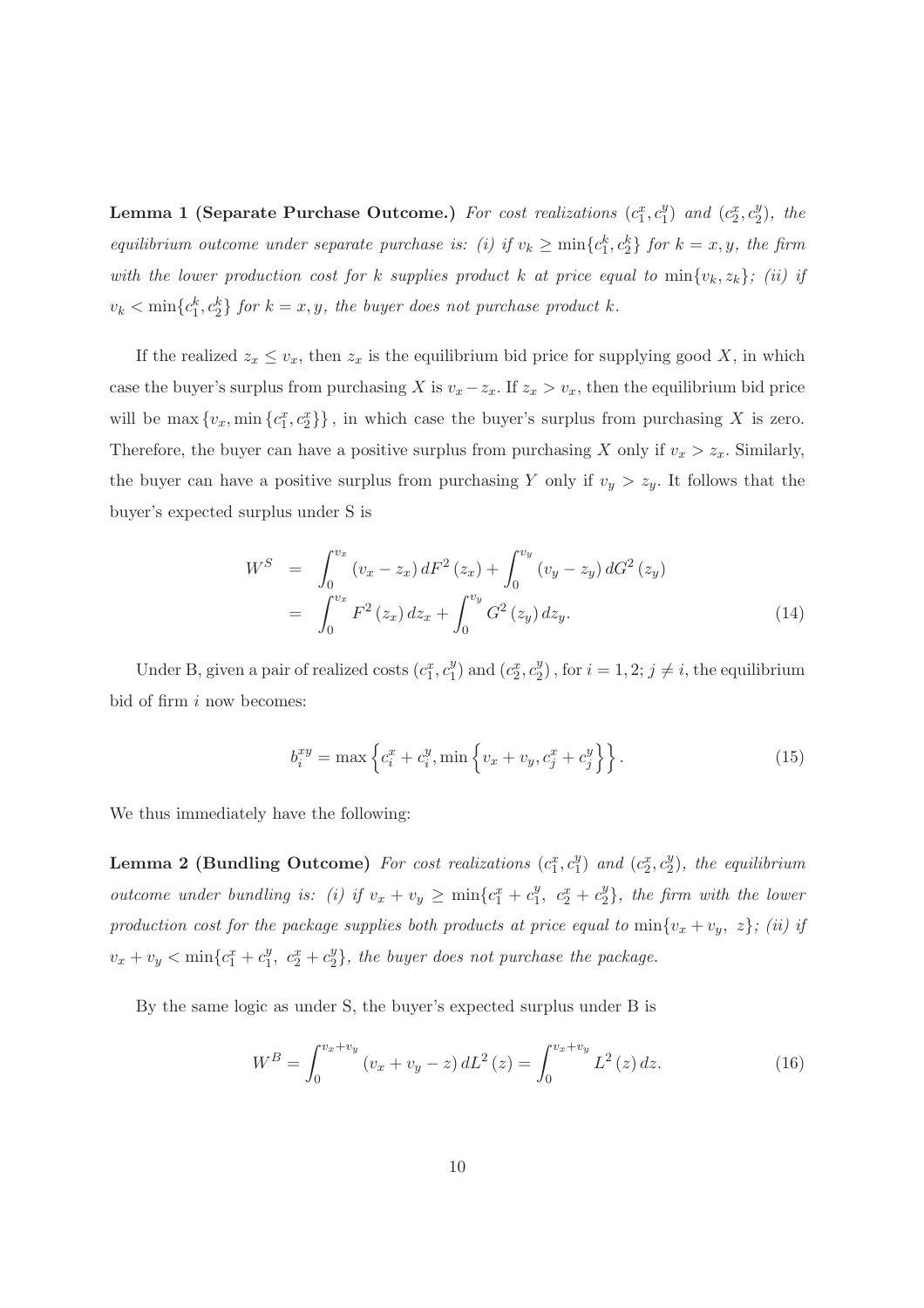**Lemma 1 (Separate Purchase Outcome.)** *For cost realizations $(c_1^x, c_1^y)$ and $(c_2^x, c_2^y)$, the equilibrium outcome under separate purchase is: (i) if $v_k \geq \min\{c_1^k, c_2^k\}$ for $k = x, y$, the firm with the lower production cost for $k$ supplies product $k$ at price equal to $\min\{v_k, z_k\}$; (ii) if $v_k < \min\{c_1^k, c_2^k\}$ for $k = x, y$, the buyer does not purchase product $k$.*

If the realized $z_x \leq v_x$, then $z_x$ is the equilibrium bid price for supplying good $X$, in which case the buyer's surplus from purchasing $X$ is $v_x - z_x$. If $z_x > v_x$, then the equilibrium bid price will be $\max\{v_x, \min\{c_1^x, c_2^x\}\}$, in which case the buyer's surplus from purchasing $X$ is zero. Therefore, the buyer can have a positive surplus from purchasing $X$ only if $v_x > z_x$. Similarly, the buyer can have a positive surplus from purchasing $Y$ only if $v_y > z_y$. It follows that the buyer's expected surplus under S is

$$
\begin{aligned}
W^S &= \int_0^{v_x} (v_x - z_x)\, dF^2(z_x) + \int_0^{v_y} (v_y - z_y)\, dG^2(z_y) \\
&= \int_0^{v_x} F^2(z_x)\, dz_x + \int_0^{v_y} G^2(z_y)\, dz_y. \qquad (14)
\end{aligned}
$$

Under B, given a pair of realized costs $(c_1^x, c_1^y)$ and $(c_2^x, c_2^y)$, for $i = 1, 2; j \neq i$, the equilibrium bid of firm $i$ now becomes:

$$
b_i^{xy} = \max\left\{c_i^x + c_i^y, \min\left\{v_x + v_y, c_j^x + c_j^y\right\}\right\}. \qquad (15)
$$

We thus immediately have the following:

**Lemma 2 (Bundling Outcome)** *For cost realizations $(c_1^x, c_1^y)$ and $(c_2^x, c_2^y)$, the equilibrium outcome under bundling is: (i) if $v_x + v_y \geq \min\{c_1^x + c_1^y,\ c_2^x + c_2^y\}$, the firm with the lower production cost for the package supplies both products at price equal to $\min\{v_x + v_y,\ z\}$; (ii) if $v_x + v_y < \min\{c_1^x + c_1^y,\ c_2^x + c_2^y\}$, the buyer does not purchase the package.*

By the same logic as under S, the buyer's expected surplus under B is

$$
W^B = \int_0^{v_x + v_y} (v_x + v_y - z)\, dL^2(z) = \int_0^{v_x + v_y} L^2(z)\, dz. \qquad (16)
$$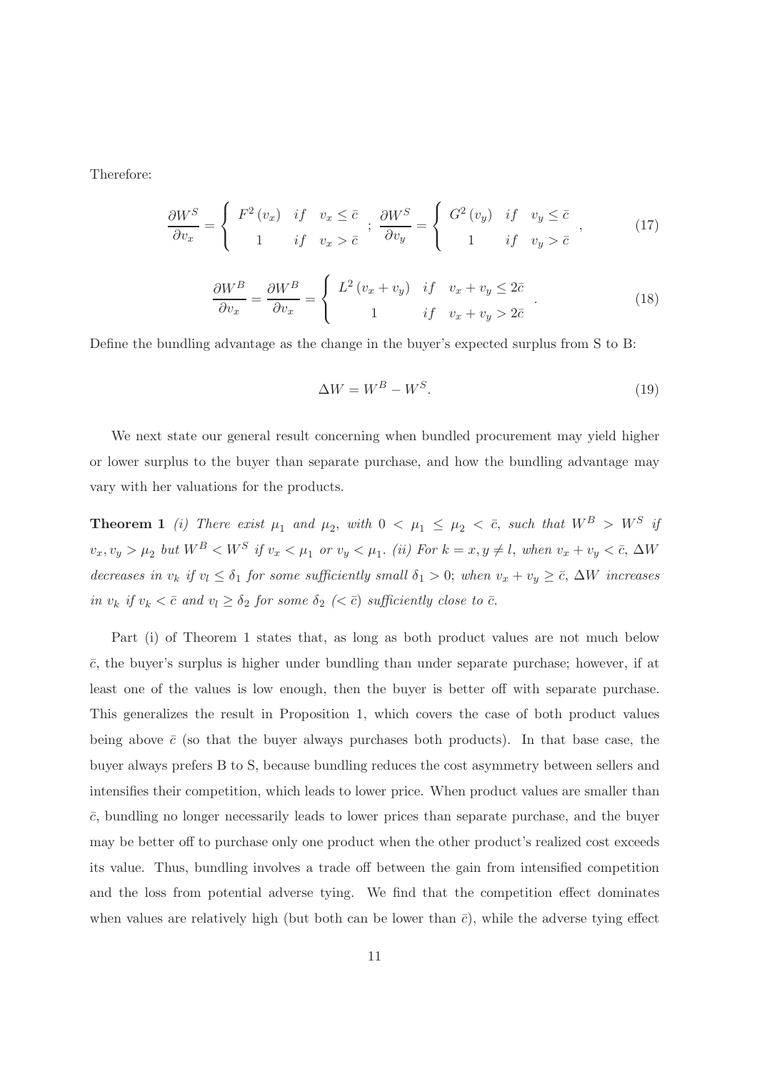Therefore:

$$\frac{\partial W^S}{\partial v_x} = \begin{cases} F^2(v_x) & if \quad v_x \leq \bar{c} \\ 1 & if \quad v_x > \bar{c} \end{cases} ; \ \frac{\partial W^S}{\partial v_y} = \begin{cases} G^2(v_y) & if \quad v_y \leq \bar{c} \\ 1 & if \quad v_y > \bar{c} \end{cases} , \tag{17}$$

$$\frac{\partial W^B}{\partial v_x} = \frac{\partial W^B}{\partial v_x} = \begin{cases} L^2(v_x + v_y) & if \quad v_x + v_y \leq 2\bar{c} \\ 1 & if \quad v_x + v_y > 2\bar{c} \end{cases} . \tag{18}$$

Define the bundling advantage as the change in the buyer's expected surplus from S to B:

$$\Delta W = W^B - W^S. \tag{19}$$

We next state our general result concerning when bundled procurement may yield higher or lower surplus to the buyer than separate purchase, and how the bundling advantage may vary with her valuations for the products.

**Theorem 1** *(i) There exist $\mu_1$ and $\mu_2$, with $0 < \mu_1 \leq \mu_2 < \bar{c}$, such that $W^B > W^S$ if $v_x, v_y > \mu_2$ but $W^B < W^S$ if $v_x < \mu_1$ or $v_y < \mu_1$. (ii) For $k = x, y \neq l$, when $v_x + v_y < \bar{c}$, $\Delta W$ decreases in $v_k$ if $v_l \leq \delta_1$ for some sufficiently small $\delta_1 > 0$; when $v_x + v_y \geq \bar{c}$, $\Delta W$ increases in $v_k$ if $v_k < \bar{c}$ and $v_l \geq \delta_2$ for some $\delta_2$ $(< \bar{c})$ sufficiently close to $\bar{c}$.*

Part (i) of Theorem 1 states that, as long as both product values are not much below $\bar{c}$, the buyer's surplus is higher under bundling than under separate purchase; however, if at least one of the values is low enough, then the buyer is better off with separate purchase. This generalizes the result in Proposition 1, which covers the case of both product values being above $\bar{c}$ (so that the buyer always purchases both products). In that base case, the buyer always prefers B to S, because bundling reduces the cost asymmetry between sellers and intensifies their competition, which leads to lower price. When product values are smaller than $\bar{c}$, bundling no longer necessarily leads to lower prices than separate purchase, and the buyer may be better off to purchase only one product when the other product's realized cost exceeds its value. Thus, bundling involves a trade off between the gain from intensified competition and the loss from potential adverse tying. We find that the competition effect dominates when values are relatively high (but both can be lower than $\bar{c}$), while the adverse tying effect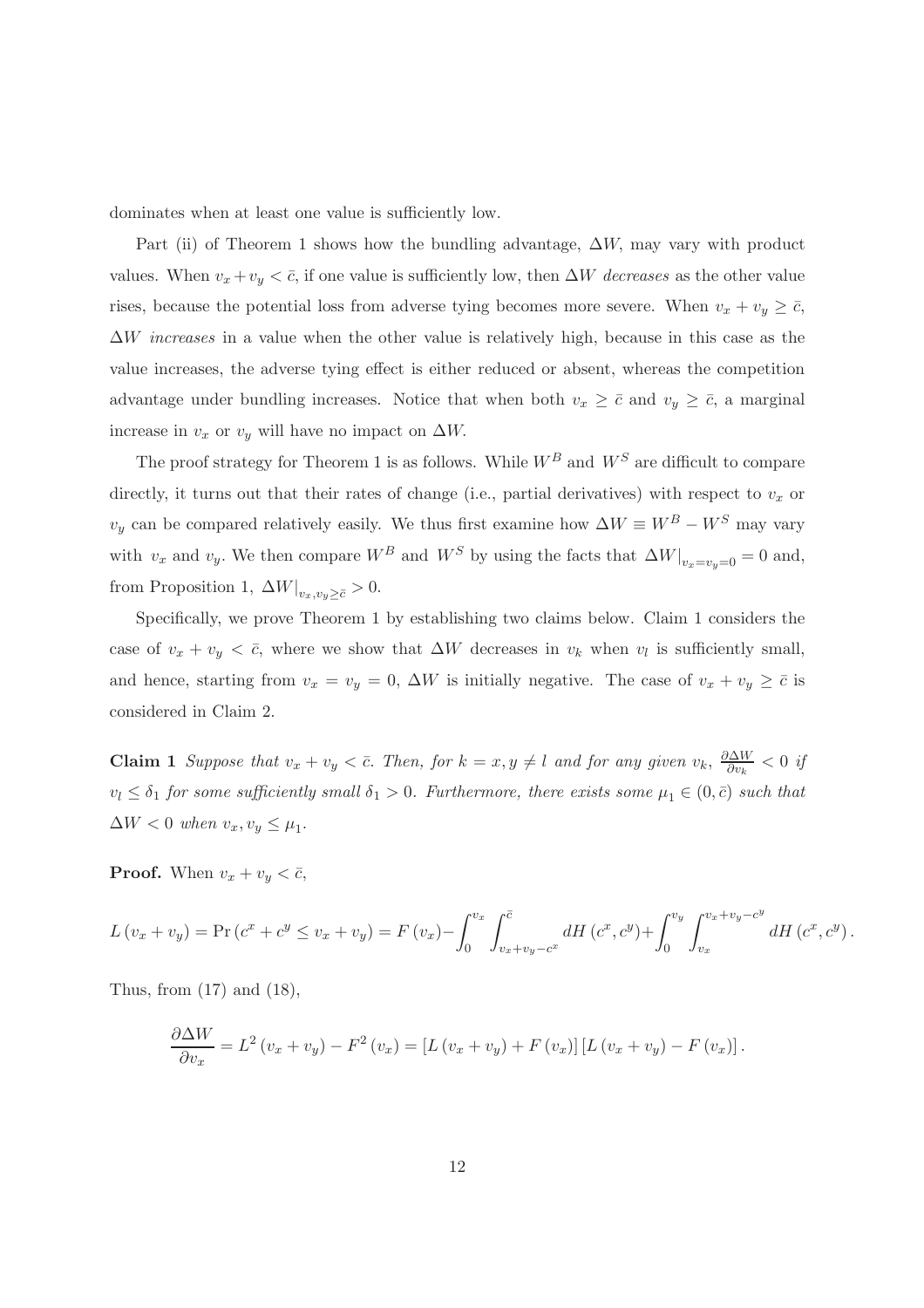dominates when at least one value is sufficiently low.

Part (ii) of Theorem 1 shows how the bundling advantage, $\Delta W$, may vary with product values. When $v_x + v_y < \bar{c}$, if one value is sufficiently low, then $\Delta W$ *decreases* as the other value rises, because the potential loss from adverse tying becomes more severe. When $v_x + v_y \geq \bar{c}$, $\Delta W$ *increases* in a value when the other value is relatively high, because in this case as the value increases, the adverse tying effect is either reduced or absent, whereas the competition advantage under bundling increases. Notice that when both $v_x \geq \bar{c}$ and $v_y \geq \bar{c}$, a marginal increase in $v_x$ or $v_y$ will have no impact on $\Delta W$.

The proof strategy for Theorem 1 is as follows. While $W^B$ and $W^S$ are difficult to compare directly, it turns out that their rates of change (i.e., partial derivatives) with respect to $v_x$ or $v_y$ can be compared relatively easily. We thus first examine how $\Delta W \equiv W^B - W^S$ may vary with $v_x$ and $v_y$. We then compare $W^B$ and $W^S$ by using the facts that $\Delta W|_{v_x = v_y = 0} = 0$ and, from Proposition 1, $\Delta W|_{v_x, v_y \geq \bar{c}} > 0$.

Specifically, we prove Theorem 1 by establishing two claims below. Claim 1 considers the case of $v_x + v_y < \bar{c}$, where we show that $\Delta W$ decreases in $v_k$ when $v_l$ is sufficiently small, and hence, starting from $v_x = v_y = 0$, $\Delta W$ is initially negative. The case of $v_x + v_y \geq \bar{c}$ is considered in Claim 2.

**Claim 1** *Suppose that $v_x + v_y < \bar{c}$. Then, for $k = x, y \neq l$ and for any given $v_k$, $\frac{\partial \Delta W}{\partial v_k} < 0$ if $v_l \leq \delta_1$ for some sufficiently small $\delta_1 > 0$. Furthermore, there exists some $\mu_1 \in (0, \bar{c})$ such that $\Delta W < 0$ when $v_x, v_y \leq \mu_1$.*

**Proof.** When $v_x + v_y < \bar{c}$,

$$L(v_x + v_y) = \Pr(c^x + c^y \leq v_x + v_y) = F(v_x) - \int_0^{v_x} \int_{v_x + v_y - c^x}^{\bar{c}} dH(c^x, c^y) + \int_0^{v_y} \int_{v_x}^{v_x + v_y - c^y} dH(c^x, c^y).$$

Thus, from (17) and (18),

$$\frac{\partial \Delta W}{\partial v_x} = L^2(v_x + v_y) - F^2(v_x) = [L(v_x + v_y) + F(v_x)][L(v_x + v_y) - F(v_x)].$$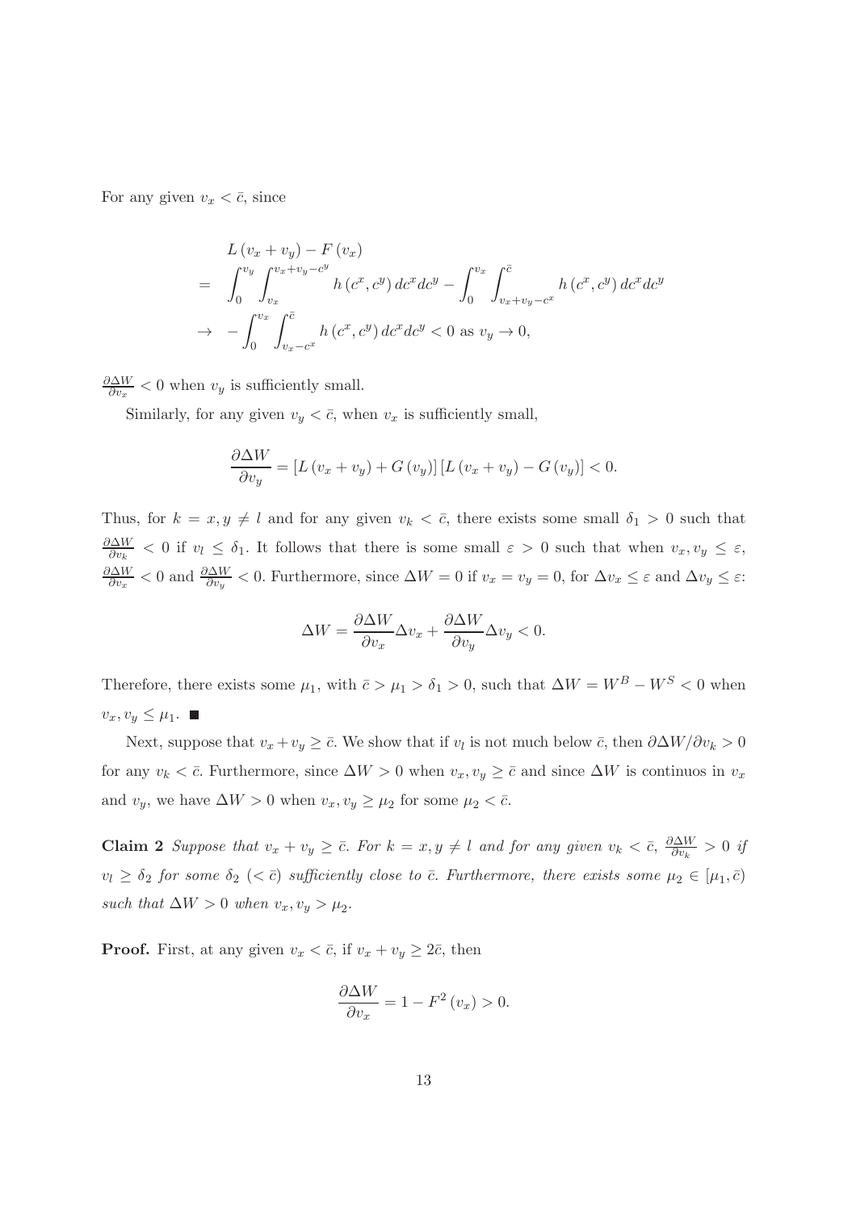For any given $v_x < \bar{c}$, since

$$
\begin{aligned}
& L(v_x + v_y) - F(v_x) \\
= & \int_0^{v_y} \int_{v_x}^{v_x+v_y-c^y} h(c^x, c^y)\, dc^x dc^y - \int_0^{v_x} \int_{v_x+v_y-c^x}^{\bar{c}} h(c^x, c^y)\, dc^x dc^y \\
\to & -\int_0^{v_x} \int_{v_x-c^x}^{\bar{c}} h(c^x, c^y)\, dc^x dc^y < 0 \text{ as } v_y \to 0,
\end{aligned}
$$

$\frac{\partial \Delta W}{\partial v_x} < 0$ when $v_y$ is sufficiently small.

Similarly, for any given $v_y < \bar{c}$, when $v_x$ is sufficiently small,

$$
\frac{\partial \Delta W}{\partial v_y} = [L(v_x + v_y) + G(v_y)]\,[L(v_x + v_y) - G(v_y)] < 0.
$$

Thus, for $k = x, y \neq l$ and for any given $v_k < \bar{c}$, there exists some small $\delta_1 > 0$ such that $\frac{\partial \Delta W}{\partial v_k} < 0$ if $v_l \leq \delta_1$. It follows that there is some small $\varepsilon > 0$ such that when $v_x, v_y \leq \varepsilon$, $\frac{\partial \Delta W}{\partial v_x} < 0$ and $\frac{\partial \Delta W}{\partial v_y} < 0$. Furthermore, since $\Delta W = 0$ if $v_x = v_y = 0$, for $\Delta v_x \leq \varepsilon$ and $\Delta v_y \leq \varepsilon$:

$$
\Delta W = \frac{\partial \Delta W}{\partial v_x} \Delta v_x + \frac{\partial \Delta W}{\partial v_y} \Delta v_y < 0.
$$

Therefore, there exists some $\mu_1$, with $\bar{c} > \mu_1 > \delta_1 > 0$, such that $\Delta W = W^B - W^S < 0$ when $v_x, v_y \leq \mu_1$. ■

Next, suppose that $v_x + v_y \geq \bar{c}$. We show that if $v_l$ is not much below $\bar{c}$, then $\partial \Delta W / \partial v_k > 0$ for any $v_k < \bar{c}$. Furthermore, since $\Delta W > 0$ when $v_x, v_y \geq \bar{c}$ and since $\Delta W$ is continuos in $v_x$ and $v_y$, we have $\Delta W > 0$ when $v_x, v_y \geq \mu_2$ for some $\mu_2 < \bar{c}$.

**Claim 2** *Suppose that $v_x + v_y \geq \bar{c}$. For $k = x, y \neq l$ and for any given $v_k < \bar{c}$, $\frac{\partial \Delta W}{\partial v_k} > 0$ if $v_l \geq \delta_2$ for some $\delta_2$ $(< \bar{c})$ sufficiently close to $\bar{c}$. Furthermore, there exists some $\mu_2 \in [\mu_1, \bar{c})$ such that $\Delta W > 0$ when $v_x, v_y > \mu_2$.*

**Proof.** First, at any given $v_x < \bar{c}$, if $v_x + v_y \geq 2\bar{c}$, then

$$
\frac{\partial \Delta W}{\partial v_x} = 1 - F^2(v_x) > 0.
$$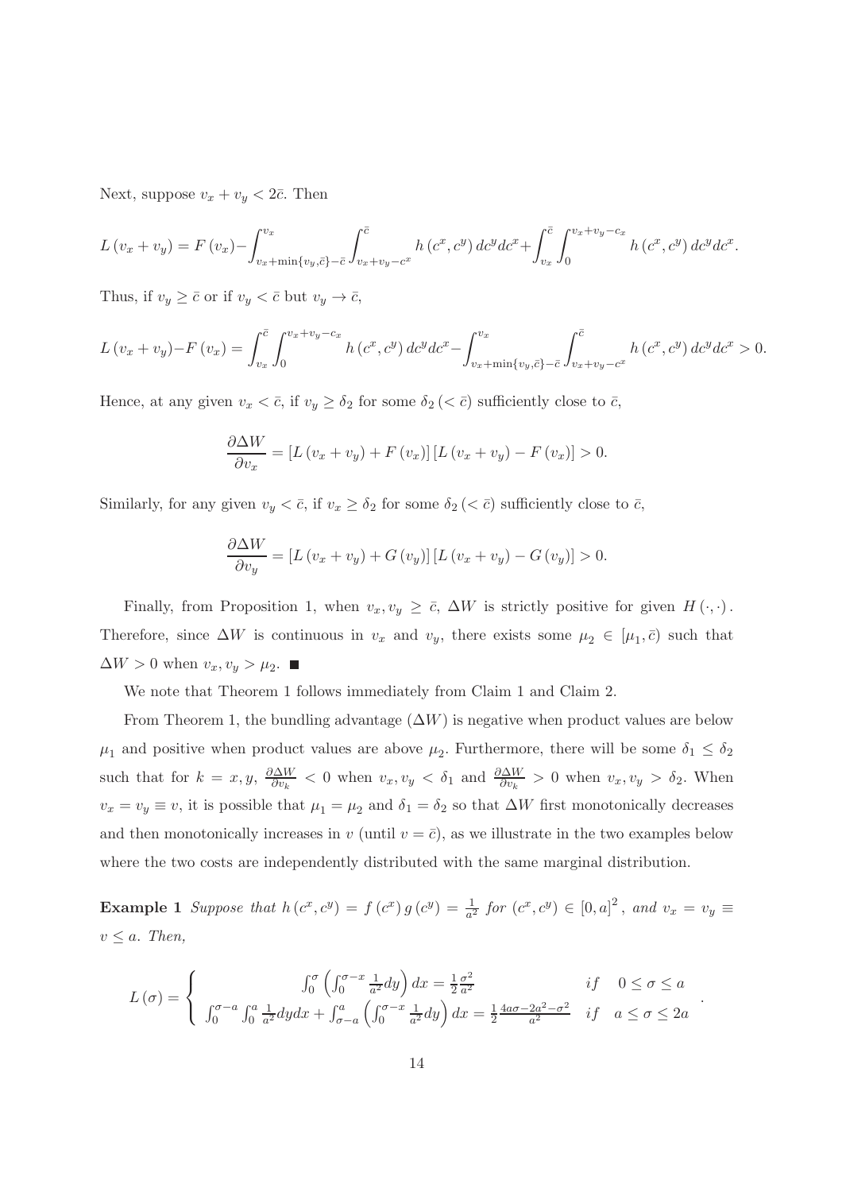Next, suppose $v_x + v_y < 2\bar{c}$. Then

$$L(v_x + v_y) = F(v_x) - \int_{v_x + \min\{v_y, \bar{c}\} - \bar{c}}^{v_x} \int_{v_x + v_y - c^x}^{\bar{c}} h(c^x, c^y)\, dc^y dc^x + \int_{v_x}^{\bar{c}} \int_0^{v_x + v_y - c_x} h(c^x, c^y)\, dc^y dc^x.$$

Thus, if $v_y \geq \bar{c}$ or if $v_y < \bar{c}$ but $v_y \to \bar{c}$,

$$L(v_x + v_y) - F(v_x) = \int_{v_x}^{\bar{c}} \int_0^{v_x + v_y - c_x} h(c^x, c^y)\, dc^y dc^x - \int_{v_x + \min\{v_y, \bar{c}\} - \bar{c}}^{v_x} \int_{v_x + v_y - c^x}^{\bar{c}} h(c^x, c^y)\, dc^y dc^x > 0.$$

Hence, at any given $v_x < \bar{c}$, if $v_y \geq \delta_2$ for some $\delta_2\ (< \bar{c})$ sufficiently close to $\bar{c}$,

$$\frac{\partial \Delta W}{\partial v_x} = \left[L(v_x + v_y) + F(v_x)\right]\left[L(v_x + v_y) - F(v_x)\right] > 0.$$

Similarly, for any given $v_y < \bar{c}$, if $v_x \geq \delta_2$ for some $\delta_2\ (< \bar{c})$ sufficiently close to $\bar{c}$,

$$\frac{\partial \Delta W}{\partial v_y} = \left[L(v_x + v_y) + G(v_y)\right]\left[L(v_x + v_y) - G(v_y)\right] > 0.$$

Finally, from Proposition 1, when $v_x, v_y \geq \bar{c}$, $\Delta W$ is strictly positive for given $H(\cdot, \cdot)$. Therefore, since $\Delta W$ is continuous in $v_x$ and $v_y$, there exists some $\mu_2 \in [\mu_1, \bar{c})$ such that $\Delta W > 0$ when $v_x, v_y > \mu_2$. ■

We note that Theorem 1 follows immediately from Claim 1 and Claim 2.

From Theorem 1, the bundling advantage ($\Delta W$) is negative when product values are below $\mu_1$ and positive when product values are above $\mu_2$. Furthermore, there will be some $\delta_1 \leq \delta_2$ such that for $k = x, y$, $\frac{\partial \Delta W}{\partial v_k} < 0$ when $v_x, v_y < \delta_1$ and $\frac{\partial \Delta W}{\partial v_k} > 0$ when $v_x, v_y > \delta_2$. When $v_x = v_y \equiv v$, it is possible that $\mu_1 = \mu_2$ and $\delta_1 = \delta_2$ so that $\Delta W$ first monotonically decreases and then monotonically increases in $v$ (until $v = \bar{c}$), as we illustrate in the two examples below where the two costs are independently distributed with the same marginal distribution.

**Example 1** *Suppose that* $h(c^x, c^y) = f(c^x)\, g(c^y) = \frac{1}{a^2}$ *for* $(c^x, c^y) \in [0, a]^2$, *and* $v_x = v_y \equiv v \leq a$. *Then,*

$$L(\sigma) = \begin{cases} \int_0^{\sigma} \left(\int_0^{\sigma - x} \frac{1}{a^2} dy\right) dx = \frac{1}{2}\frac{\sigma^2}{a^2} & if \quad 0 \leq \sigma \leq a \\ \int_0^{\sigma - a} \int_0^{a} \frac{1}{a^2} dy dx + \int_{\sigma - a}^{a} \left(\int_0^{\sigma - x} \frac{1}{a^2} dy\right) dx = \frac{1}{2}\frac{4a\sigma - 2a^2 - \sigma^2}{a^2} & if \quad a \leq \sigma \leq 2a \end{cases}.$$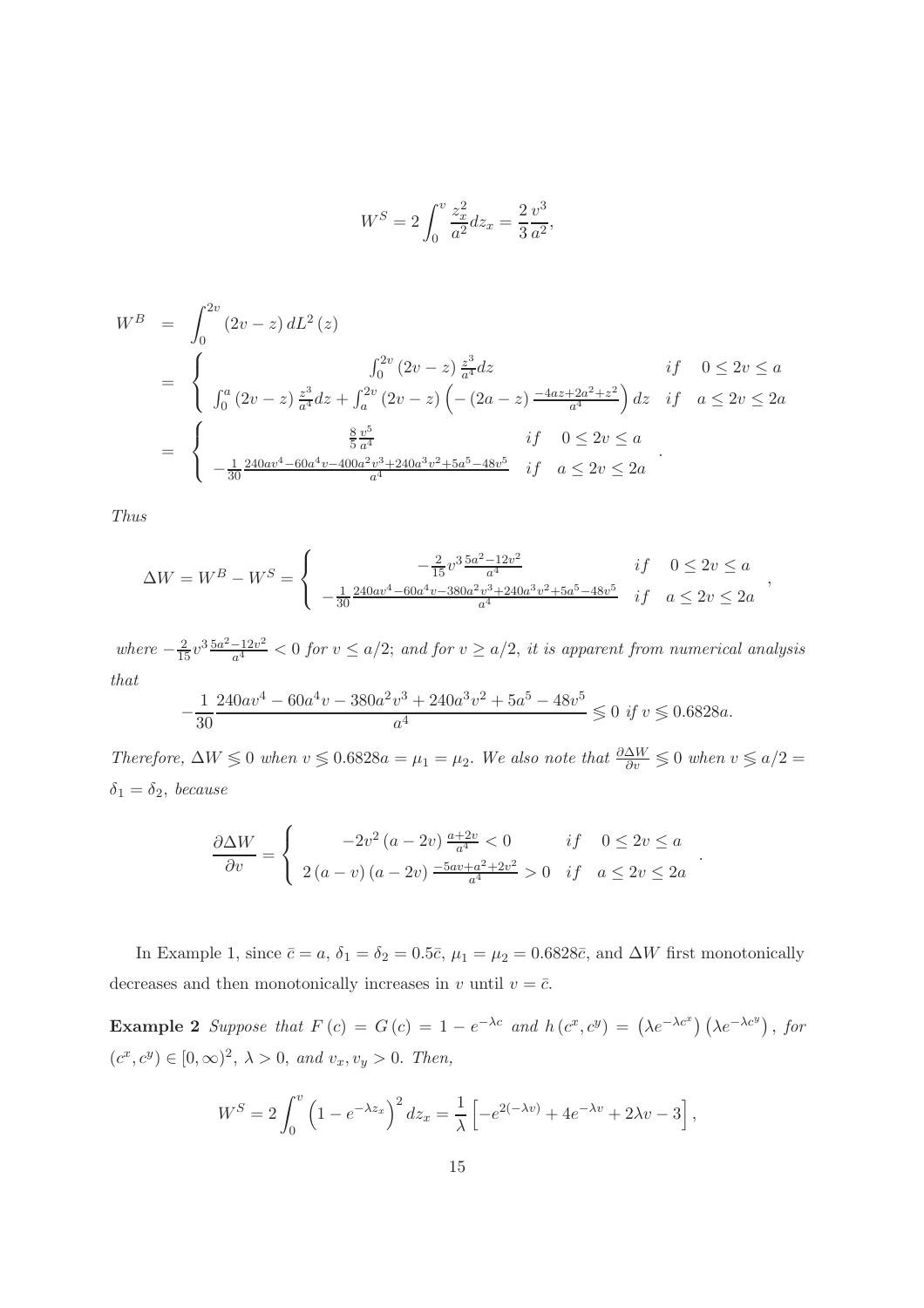$$W^S = 2\int_0^v \frac{z_x^2}{a^2} dz_x = \frac{2}{3}\frac{v^3}{a^2},$$

$$\begin{aligned}
W^B &= \int_0^{2v} (2v - z)\, dL^2(z) \\
&= \begin{cases} \int_0^{2v} (2v - z) \frac{z^3}{a^4} dz & if \quad 0 \le 2v \le a \\ \int_0^a (2v - z) \frac{z^3}{a^4} dz + \int_a^{2v} (2v - z) \left( -(2a - z) \frac{-4az + 2a^2 + z^2}{a^4} \right) dz & if \quad a \le 2v \le 2a \end{cases} \\
&= \begin{cases} \frac{8}{5}\frac{v^5}{a^4} & if \quad 0 \le 2v \le a \\ -\frac{1}{30}\frac{240av^4 - 60a^4 v - 400a^2 v^3 + 240a^3 v^2 + 5a^5 - 48v^5}{a^4} & if \quad a \le 2v \le 2a \end{cases}.
\end{aligned}$$

*Thus*

$$\Delta W = W^B - W^S = \begin{cases} -\frac{2}{15} v^3 \frac{5a^2 - 12v^2}{a^4} & if \quad 0 \le 2v \le a \\ -\frac{1}{30}\frac{240av^4 - 60a^4 v - 380a^2 v^3 + 240a^3 v^2 + 5a^5 - 48v^5}{a^4} & if \quad a \le 2v \le 2a \end{cases},$$

*where* $-\frac{2}{15} v^3 \frac{5a^2 - 12v^2}{a^4} < 0$ *for* $v \le a/2$; *and for* $v \ge a/2$, *it is apparent from numerical analysis that*

$$-\frac{1}{30}\frac{240av^4 - 60a^4 v - 380a^2 v^3 + 240a^3 v^2 + 5a^5 - 48v^5}{a^4} \lesseqgtr 0 \text{ if } v \lesseqgtr 0.6828a.$$

*Therefore,* $\Delta W \lesseqgtr 0$ *when* $v \lesseqgtr 0.6828a = \mu_1 = \mu_2$. *We also note that* $\frac{\partial \Delta W}{\partial v} \lesseqgtr 0$ *when* $v \lesseqgtr a/2 = \delta_1 = \delta_2$, *because*

$$\frac{\partial \Delta W}{\partial v} = \begin{cases} -2v^2 (a - 2v) \frac{a + 2v}{a^4} < 0 & if \quad 0 \le 2v \le a \\ 2(a - v)(a - 2v) \frac{-5av + a^2 + 2v^2}{a^4} > 0 & if \quad a \le 2v \le 2a \end{cases}.$$

In Example 1, since $\bar{c} = a$, $\delta_1 = \delta_2 = 0.5\bar{c}$, $\mu_1 = \mu_2 = 0.6828\bar{c}$, and $\Delta W$ first monotonically decreases and then monotonically increases in $v$ until $v = \bar{c}$.

**Example 2** *Suppose that* $F(c) = G(c) = 1 - e^{-\lambda c}$ *and* $h(c^x, c^y) = \left(\lambda e^{-\lambda c^x}\right)\left(\lambda e^{-\lambda c^y}\right)$, *for* $(c^x, c^y) \in [0, \infty)^2$, $\lambda > 0$, *and* $v_x, v_y > 0$. *Then,*

$$W^S = 2\int_0^v \left(1 - e^{-\lambda z_x}\right)^2 dz_x = \frac{1}{\lambda}\left[-e^{2(-\lambda v)} + 4e^{-\lambda v} + 2\lambda v - 3\right],$$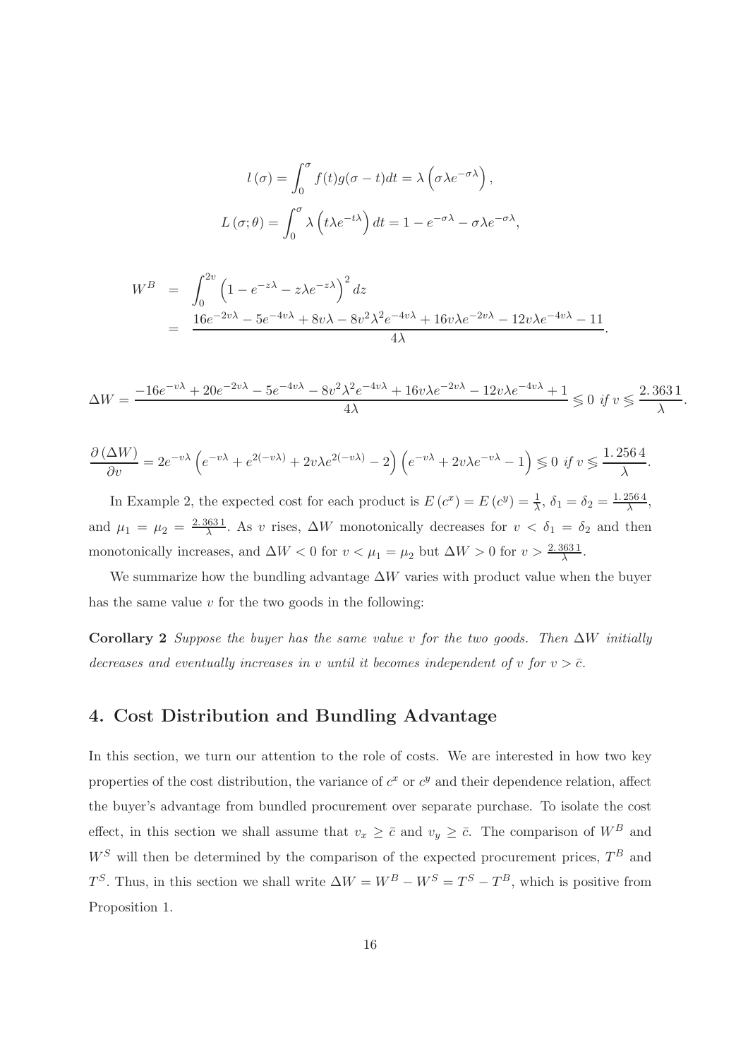$$l(\sigma) = \int_0^{\sigma} f(t) g(\sigma - t) dt = \lambda \left( \sigma \lambda e^{-\sigma \lambda} \right),$$

$$L(\sigma; \theta) = \int_0^{\sigma} \lambda \left( t \lambda e^{-t\lambda} \right) dt = 1 - e^{-\sigma \lambda} - \sigma \lambda e^{-\sigma \lambda},$$

$$\begin{aligned} W^B &= \int_0^{2v} \left( 1 - e^{-z\lambda} - z\lambda e^{-z\lambda} \right)^2 dz \\ &= \frac{16e^{-2v\lambda} - 5e^{-4v\lambda} + 8v\lambda - 8v^2\lambda^2 e^{-4v\lambda} + 16v\lambda e^{-2v\lambda} - 12v\lambda e^{-4v\lambda} - 11}{4\lambda}. \end{aligned}$$

$$\Delta W = \frac{-16e^{-v\lambda} + 20e^{-2v\lambda} - 5e^{-4v\lambda} - 8v^2\lambda^2 e^{-4v\lambda} + 16v\lambda e^{-2v\lambda} - 12v\lambda e^{-4v\lambda} + 1}{4\lambda} \lesseqgtr 0 \ \textit{if} \ v \lesseqgtr \frac{2.3631}{\lambda}.$$

$$\frac{\partial (\Delta W)}{\partial v} = 2e^{-v\lambda} \left( e^{-v\lambda} + e^{2(-v\lambda)} + 2v\lambda e^{2(-v\lambda)} - 2 \right) \left( e^{-v\lambda} + 2v\lambda e^{-v\lambda} - 1 \right) \lesseqgtr 0 \ \textit{if} \ v \lesseqgtr \frac{1.2564}{\lambda}.$$

In Example 2, the expected cost for each product is $E(c^x) = E(c^y) = \frac{1}{\lambda}$, $\delta_1 = \delta_2 = \frac{1.2564}{\lambda}$, and $\mu_1 = \mu_2 = \frac{2.3631}{\lambda}$. As $v$ rises, $\Delta W$ monotonically decreases for $v < \delta_1 = \delta_2$ and then monotonically increases, and $\Delta W < 0$ for $v < \mu_1 = \mu_2$ but $\Delta W > 0$ for $v > \frac{2.3631}{\lambda}$.

We summarize how the bundling advantage $\Delta W$ varies with product value when the buyer has the same value $v$ for the two goods in the following:

**Corollary 2** *Suppose the buyer has the same value $v$ for the two goods. Then $\Delta W$ initially decreases and eventually increases in $v$ until it becomes independent of $v$ for $v > \bar{c}$.*

## 4. Cost Distribution and Bundling Advantage

In this section, we turn our attention to the role of costs. We are interested in how two key properties of the cost distribution, the variance of $c^x$ or $c^y$ and their dependence relation, affect the buyer's advantage from bundled procurement over separate purchase. To isolate the cost effect, in this section we shall assume that $v_x \geq \bar{c}$ and $v_y \geq \bar{c}$. The comparison of $W^B$ and $W^S$ will then be determined by the comparison of the expected procurement prices, $T^B$ and $T^S$. Thus, in this section we shall write $\Delta W = W^B - W^S = T^S - T^B$, which is positive from Proposition 1.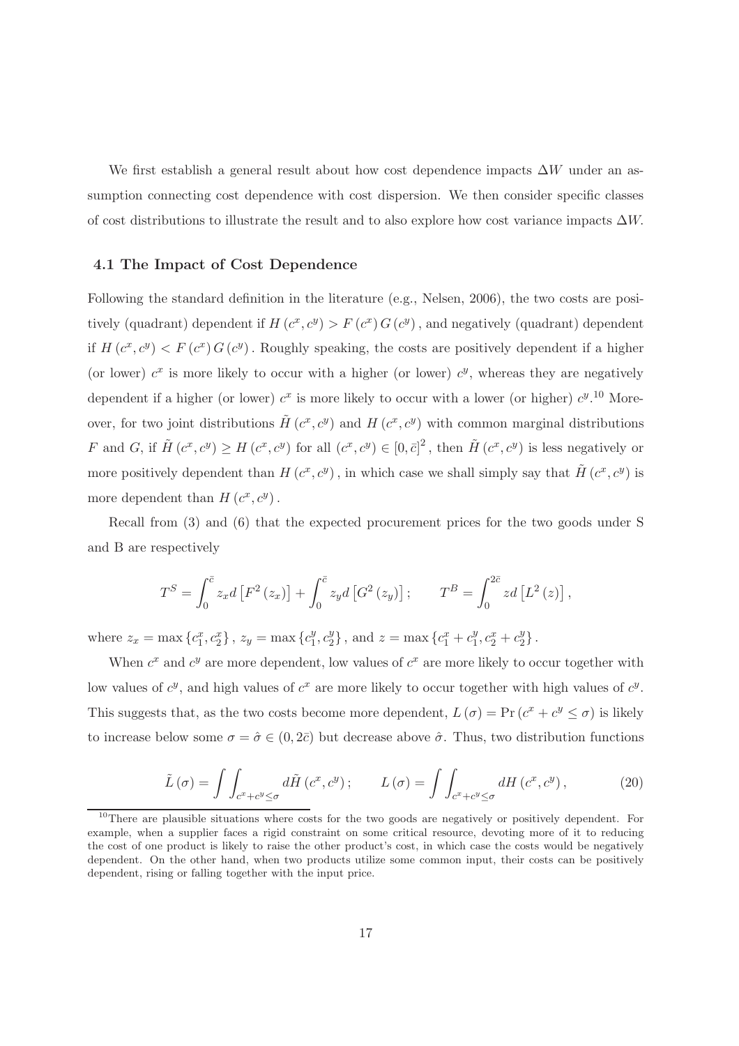We first establish a general result about how cost dependence impacts $\Delta W$ under an assumption connecting cost dependence with cost dispersion. We then consider specific classes of cost distributions to illustrate the result and to also explore how cost variance impacts $\Delta W$.

### 4.1 The Impact of Cost Dependence

Following the standard definition in the literature (e.g., Nelsen, 2006), the two costs are positively (quadrant) dependent if $H(c^x, c^y) > F(c^x) G(c^y)$, and negatively (quadrant) dependent if $H(c^x, c^y) < F(c^x) G(c^y)$. Roughly speaking, the costs are positively dependent if a higher (or lower) $c^x$ is more likely to occur with a higher (or lower) $c^y$, whereas they are negatively dependent if a higher (or lower) $c^x$ is more likely to occur with a lower (or higher) $c^y$.[10] Moreover, for two joint distributions $\tilde{H}(c^x, c^y)$ and $H(c^x, c^y)$ with common marginal distributions $F$ and $G$, if $\tilde{H}(c^x, c^y) \geq H(c^x, c^y)$ for all $(c^x, c^y) \in [0, \bar{c}]^2$, then $\tilde{H}(c^x, c^y)$ is less negatively or more positively dependent than $H(c^x, c^y)$, in which case we shall simply say that $\tilde{H}(c^x, c^y)$ is more dependent than $H(c^x, c^y)$.

Recall from (3) and (6) that the expected procurement prices for the two goods under S and B are respectively

$$T^S = \int_0^{\bar{c}} z_x d\left[F^2(z_x)\right] + \int_0^{\bar{c}} z_y d\left[G^2(z_y)\right]; \qquad T^B = \int_0^{2\bar{c}} z d\left[L^2(z)\right],$$

where $z_x = \max\{c_1^x, c_2^x\}$, $z_y = \max\{c_1^y, c_2^y\}$, and $z = \max\{c_1^x + c_1^y, c_2^x + c_2^y\}$.

When $c^x$ and $c^y$ are more dependent, low values of $c^x$ are more likely to occur together with low values of $c^y$, and high values of $c^x$ are more likely to occur together with high values of $c^y$. This suggests that, as the two costs become more dependent, $L(\sigma) = \Pr(c^x + c^y \leq \sigma)$ is likely to increase below some $\sigma = \hat{\sigma} \in (0, 2\bar{c})$ but decrease above $\hat{\sigma}$. Thus, two distribution functions

$$\tilde{L}(\sigma) = \int\int_{c^x + c^y \leq \sigma} d\tilde{H}(c^x, c^y); \qquad L(\sigma) = \int\int_{c^x + c^y \leq \sigma} dH(c^x, c^y), \tag{20}$$

[10] There are plausible situations where costs for the two goods are negatively or positively dependent. For example, when a supplier faces a rigid constraint on some critical resource, devoting more of it to reducing the cost of one product is likely to raise the other product's cost, in which case the costs would be negatively dependent. On the other hand, when two products utilize some common input, their costs can be positively dependent, rising or falling together with the input price.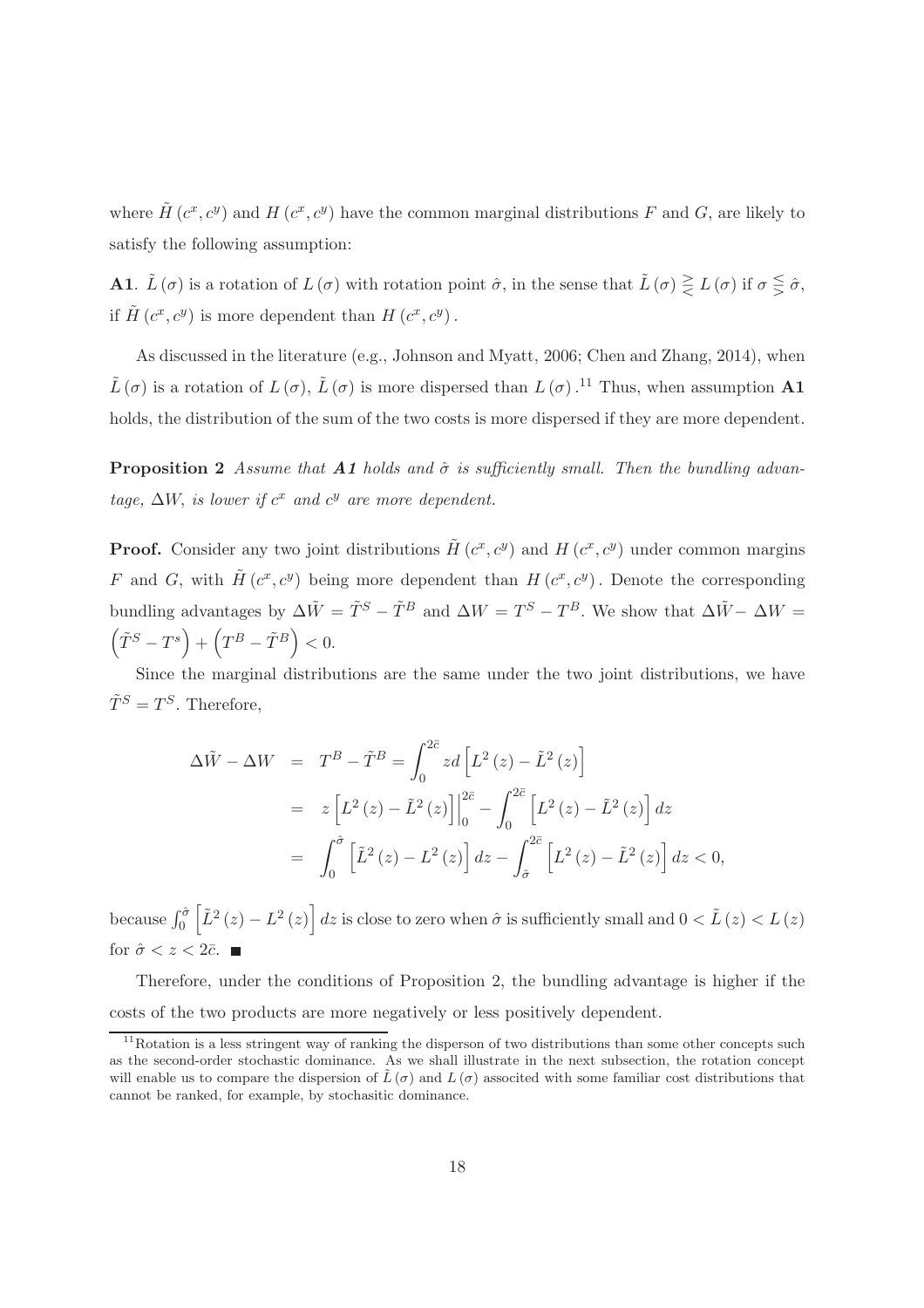where $\tilde{H}(c^x, c^y)$ and $H(c^x, c^y)$ have the common marginal distributions $F$ and $G$, are likely to satisfy the following assumption:

**A1**. $\tilde{L}(\sigma)$ is a rotation of $L(\sigma)$ with rotation point $\hat{\sigma}$, in the sense that $\tilde{L}(\sigma) \gtreqless L(\sigma)$ if $\sigma \lesseqgtr \hat{\sigma}$, if $\tilde{H}(c^x, c^y)$ is more dependent than $H(c^x, c^y)$.

As discussed in the literature (e.g., Johnson and Myatt, 2006; Chen and Zhang, 2014), when $\tilde{L}(\sigma)$ is a rotation of $L(\sigma)$, $\tilde{L}(\sigma)$ is more dispersed than $L(\sigma)$.[11] Thus, when assumption **A1** holds, the distribution of the sum of the two costs is more dispersed if they are more dependent.

**Proposition 2** *Assume that **A1** holds and $\hat{\sigma}$ is sufficiently small. Then the bundling advantage, $\Delta W$, is lower if $c^x$ and $c^y$ are more dependent.*

**Proof.** Consider any two joint distributions $\tilde{H}(c^x, c^y)$ and $H(c^x, c^y)$ under common margins $F$ and $G$, with $\tilde{H}(c^x, c^y)$ being more dependent than $H(c^x, c^y)$. Denote the corresponding bundling advantages by $\Delta\tilde{W} = \tilde{T}^S - \tilde{T}^B$ and $\Delta W = T^S - T^B$. We show that $\Delta\tilde{W} - \Delta W = \left(\tilde{T}^S - T^s\right) + \left(T^B - \tilde{T}^B\right) < 0$.

Since the marginal distributions are the same under the two joint distributions, we have $\tilde{T}^S = T^S$. Therefore,

$$\begin{aligned}
\Delta\tilde{W} - \Delta W &= T^B - \tilde{T}^B = \int_0^{2\bar{c}} z d\left[L^2(z) - \tilde{L}^2(z)\right] \\
&= z\left[L^2(z) - \tilde{L}^2(z)\right]\Big|_0^{2\bar{c}} - \int_0^{2\bar{c}} \left[L^2(z) - \tilde{L}^2(z)\right] dz \\
&= \int_0^{\hat{\sigma}} \left[\tilde{L}^2(z) - L^2(z)\right] dz - \int_{\hat{\sigma}}^{2\bar{c}} \left[L^2(z) - \tilde{L}^2(z)\right] dz < 0,
\end{aligned}$$

because $\int_0^{\hat{\sigma}} \left[\tilde{L}^2(z) - L^2(z)\right] dz$ is close to zero when $\hat{\sigma}$ is sufficiently small and $0 < \tilde{L}(z) < L(z)$ for $\hat{\sigma} < z < 2\bar{c}$. ■

Therefore, under the conditions of Proposition 2, the bundling advantage is higher if the costs of the two products are more negatively or less positively dependent.

[11] Rotation is a less stringent way of ranking the disperson of two distributions than some other concepts such as the second-order stochastic dominance. As we shall illustrate in the next subsection, the rotation concept will enable us to compare the dispersion of $\tilde{L}(\sigma)$ and $L(\sigma)$ associted with some familiar cost distributions that cannot be ranked, for example, by stochasitic dominance.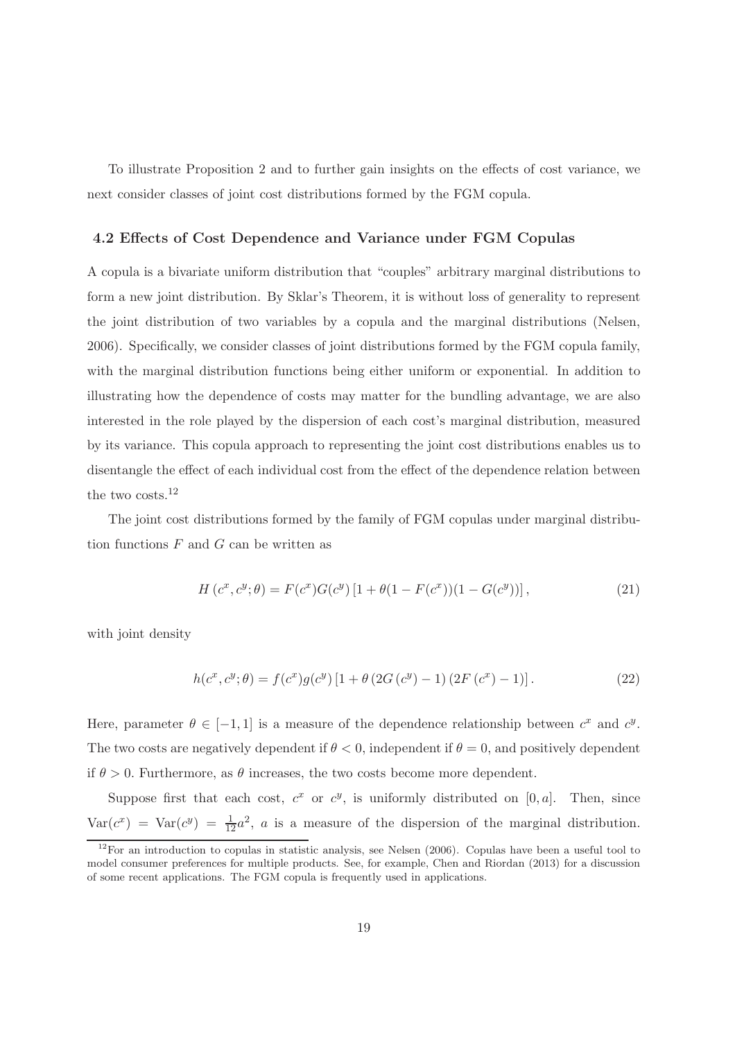To illustrate Proposition 2 and to further gain insights on the effects of cost variance, we next consider classes of joint cost distributions formed by the FGM copula.

### 4.2 Effects of Cost Dependence and Variance under FGM Copulas

A copula is a bivariate uniform distribution that "couples" arbitrary marginal distributions to form a new joint distribution. By Sklar's Theorem, it is without loss of generality to represent the joint distribution of two variables by a copula and the marginal distributions (Nelsen, 2006). Specifically, we consider classes of joint distributions formed by the FGM copula family, with the marginal distribution functions being either uniform or exponential. In addition to illustrating how the dependence of costs may matter for the bundling advantage, we are also interested in the role played by the dispersion of each cost's marginal distribution, measured by its variance. This copula approach to representing the joint cost distributions enables us to disentangle the effect of each individual cost from the effect of the dependence relation between the two costs.[12]

The joint cost distributions formed by the family of FGM copulas under marginal distribution functions $F$ and $G$ can be written as

$$H\left(c^x, c^y; \theta\right) = F(c^x)G(c^y)\left[1 + \theta(1 - F(c^x))(1 - G(c^y))\right], \tag{21}$$

with joint density

$$h(c^x, c^y; \theta) = f(c^x)g(c^y)\left[1 + \theta\left(2G\left(c^y\right) - 1\right)\left(2F\left(c^x\right) - 1\right)\right]. \tag{22}$$

Here, parameter $\theta \in [-1, 1]$ is a measure of the dependence relationship between $c^x$ and $c^y$. The two costs are negatively dependent if $\theta < 0$, independent if $\theta = 0$, and positively dependent if $\theta > 0$. Furthermore, as $\theta$ increases, the two costs become more dependent.

Suppose first that each cost, $c^x$ or $c^y$, is uniformly distributed on $[0, a]$. Then, since $\text{Var}(c^x) = \text{Var}(c^y) = \frac{1}{12}a^2$, $a$ is a measure of the dispersion of the marginal distribution.

[12] For an introduction to copulas in statistic analysis, see Nelsen (2006). Copulas have been a useful tool to model consumer preferences for multiple products. See, for example, Chen and Riordan (2013) for a discussion of some recent applications. The FGM copula is frequently used in applications.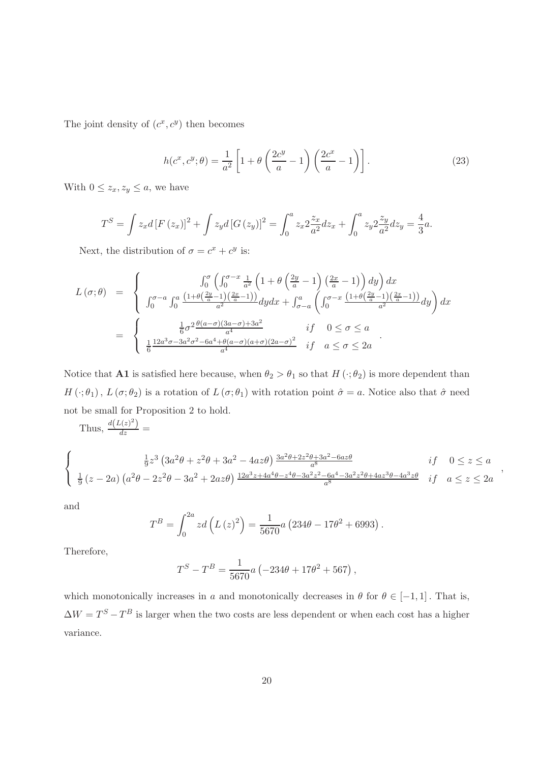The joint density of $(c^x, c^y)$ then becomes

$$h(c^x, c^y; \theta) = \frac{1}{a^2}\left[1 + \theta\left(\frac{2c^y}{a} - 1\right)\left(\frac{2c^x}{a} - 1\right)\right]. \tag{23}$$

With $0 \leq z_x, z_y \leq a$, we have

$$T^S = \int z_x d\left[F(z_x)\right]^2 + \int z_y d\left[G(z_y)\right]^2 = \int_0^a z_x 2\frac{z_x}{a^2} dz_x + \int_0^a z_y 2\frac{z_y}{a^2} dz_y = \frac{4}{3}a.$$

Next, the distribution of $\sigma = c^x + c^y$ is:

$$
\begin{aligned}
L(\sigma;\theta) &= \begin{cases} \int_0^\sigma \left(\int_0^{\sigma - x} \frac{1}{a^2}\left(1 + \theta\left(\frac{2y}{a} - 1\right)\left(\frac{2x}{a} - 1\right)\right) dy\right) dx \\ \int_0^{\sigma - a}\int_0^a \frac{\left(1+\theta\left(\frac{2y}{a}-1\right)\left(\frac{2x}{a}-1\right)\right)}{a^2} dy dx + \int_{\sigma - a}^a \left(\int_0^{\sigma - x} \frac{\left(1+\theta\left(\frac{2y}{a}-1\right)\left(\frac{2x}{a}-1\right)\right)}{a^2} dy\right) dx \end{cases} \\
&= \begin{cases} \frac{1}{6}\sigma^2 \frac{\theta(a-\sigma)(3a-\sigma)+3a^2}{a^4} & if \quad 0 \leq \sigma \leq a \\ \frac{1}{6}\frac{12a^3\sigma - 3a^2\sigma^2 - 6a^4 + \theta(a-\sigma)(a+\sigma)(2a-\sigma)^2}{a^4} & if \quad a \leq \sigma \leq 2a \end{cases}.
\end{aligned}
$$

Notice that **A1** is satisfied here because, when $\theta_2 > \theta_1$ so that $H(\cdot;\theta_2)$ is more dependent than $H(\cdot;\theta_1)$, $L(\sigma;\theta_2)$ is a rotation of $L(\sigma;\theta_1)$ with rotation point $\hat{\sigma} = a$. Notice also that $\hat{\sigma}$ need not be small for Proposition 2 to hold.

Thus, $\frac{d\left(L(z)^2\right)}{dz} =$

$$
\begin{cases} \frac{1}{9}z^3\left(3a^2\theta + z^2\theta + 3a^2 - 4az\theta\right)\frac{3a^2\theta + 2z^2\theta + 3a^2 - 6az\theta}{a^8} & if \quad 0 \leq z \leq a \\ \frac{1}{9}(z - 2a)\left(a^2\theta - 2z^2\theta - 3a^2 + 2az\theta\right)\frac{12a^3z + 4a^4\theta - z^4\theta - 3a^2z^2 - 6a^4 - 3a^2z^2\theta + 4az^3\theta - 4a^3z\theta}{a^8} & if \quad a \leq z \leq 2a \end{cases},
$$

and

$$T^B = \int_0^{2a} z d\left(L(z)^2\right) = \frac{1}{5670}a\left(234\theta - 17\theta^2 + 6993\right).$$

Therefore,

$$T^S - T^B = \frac{1}{5670}a\left(-234\theta + 17\theta^2 + 567\right),$$

which monotonically increases in $a$ and monotonically decreases in $\theta$ for $\theta \in [-1, 1]$. That is, $\Delta W = T^S - T^B$ is larger when the two costs are less dependent or when each cost has a higher variance.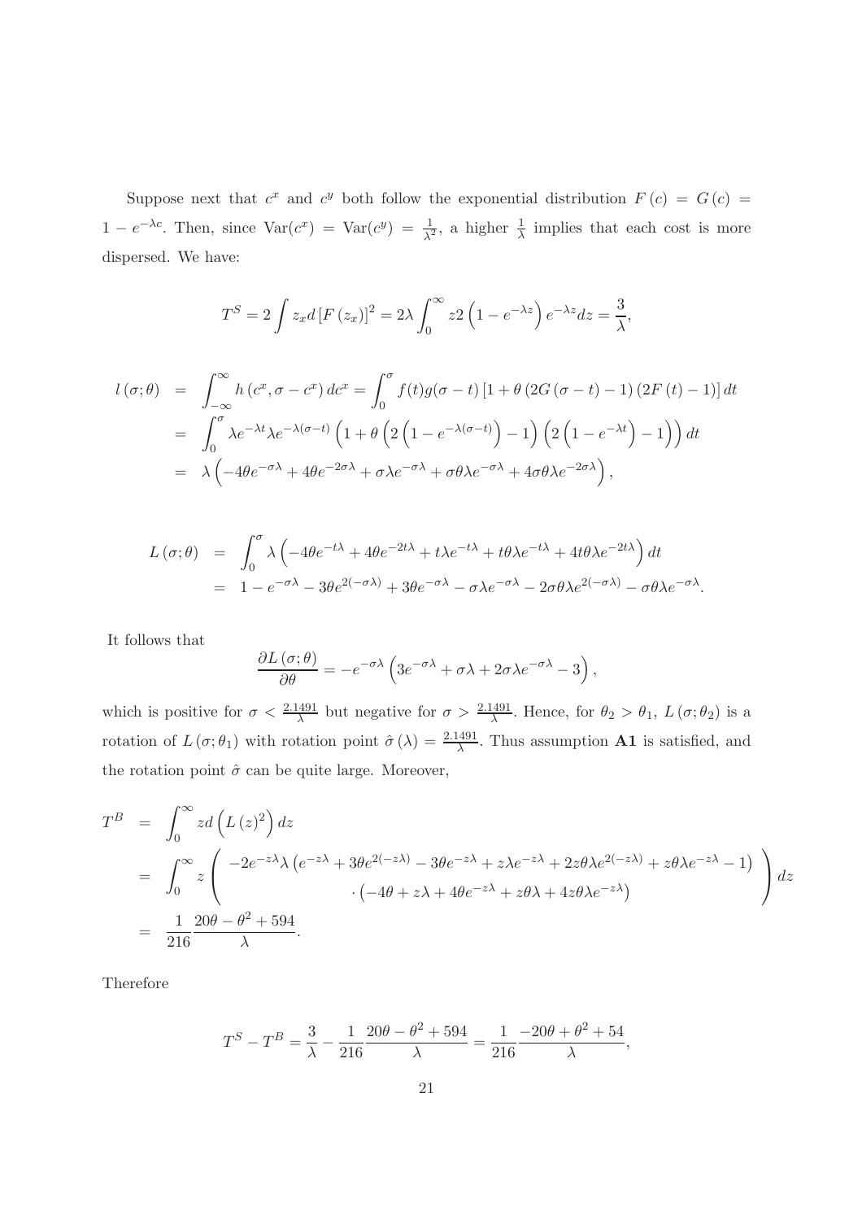Suppose next that $c^x$ and $c^y$ both follow the exponential distribution $F(c) = G(c) = 1 - e^{-\lambda c}$. Then, since $\text{Var}(c^x) = \text{Var}(c^y) = \frac{1}{\lambda^2}$, a higher $\frac{1}{\lambda}$ implies that each cost is more dispersed. We have:

$$T^S = 2\int z_x d\left[F(z_x)\right]^2 = 2\lambda \int_0^\infty z 2\left(1 - e^{-\lambda z}\right) e^{-\lambda z} dz = \frac{3}{\lambda},$$

$$\begin{aligned}
l(\sigma;\theta) &= \int_{-\infty}^{\infty} h(c^x, \sigma - c^x)\, dc^x = \int_0^\sigma f(t) g(\sigma - t)\left[1 + \theta\left(2G(\sigma - t) - 1\right)\left(2F(t) - 1\right)\right] dt \\
&= \int_0^\sigma \lambda e^{-\lambda t} \lambda e^{-\lambda(\sigma - t)} \left(1 + \theta\left(2\left(1 - e^{-\lambda(\sigma - t)}\right) - 1\right)\left(2\left(1 - e^{-\lambda t}\right) - 1\right)\right) dt \\
&= \lambda\left(-4\theta e^{-\sigma\lambda} + 4\theta e^{-2\sigma\lambda} + \sigma\lambda e^{-\sigma\lambda} + \sigma\theta\lambda e^{-\sigma\lambda} + 4\sigma\theta\lambda e^{-2\sigma\lambda}\right),
\end{aligned}$$

$$\begin{aligned}
L(\sigma;\theta) &= \int_0^\sigma \lambda\left(-4\theta e^{-t\lambda} + 4\theta e^{-2t\lambda} + t\lambda e^{-t\lambda} + t\theta\lambda e^{-t\lambda} + 4t\theta\lambda e^{-2t\lambda}\right) dt \\
&= 1 - e^{-\sigma\lambda} - 3\theta e^{2(-\sigma\lambda)} + 3\theta e^{-\sigma\lambda} - \sigma\lambda e^{-\sigma\lambda} - 2\sigma\theta\lambda e^{2(-\sigma\lambda)} - \sigma\theta\lambda e^{-\sigma\lambda}.
\end{aligned}$$

It follows that

$$\frac{\partial L(\sigma;\theta)}{\partial\theta} = -e^{-\sigma\lambda}\left(3e^{-\sigma\lambda} + \sigma\lambda + 2\sigma\lambda e^{-\sigma\lambda} - 3\right),$$

which is positive for $\sigma < \frac{2.1491}{\lambda}$ but negative for $\sigma > \frac{2.1491}{\lambda}$. Hence, for $\theta_2 > \theta_1$, $L(\sigma;\theta_2)$ is a rotation of $L(\sigma;\theta_1)$ with rotation point $\hat{\sigma}(\lambda) = \frac{2.1491}{\lambda}$. Thus assumption **A1** is satisfied, and the rotation point $\hat{\sigma}$ can be quite large. Moreover,

$$\begin{aligned}
T^B &= \int_0^\infty z d\left(L(z)^2\right) dz \\
&= \int_0^\infty z \left(\begin{array}{c} -2e^{-z\lambda}\lambda\left(e^{-z\lambda} + 3\theta e^{2(-z\lambda)} - 3\theta e^{-z\lambda} + z\lambda e^{-z\lambda} + 2z\theta\lambda e^{2(-z\lambda)} + z\theta\lambda e^{-z\lambda} - 1\right) \\ \cdot\left(-4\theta + z\lambda + 4\theta e^{-z\lambda} + z\theta\lambda + 4z\theta\lambda e^{-z\lambda}\right) \end{array}\right) dz \\
&= \frac{1}{216}\frac{20\theta - \theta^2 + 594}{\lambda}.
\end{aligned}$$

Therefore

$$T^S - T^B = \frac{3}{\lambda} - \frac{1}{216}\frac{20\theta - \theta^2 + 594}{\lambda} = \frac{1}{216}\frac{-20\theta + \theta^2 + 54}{\lambda},$$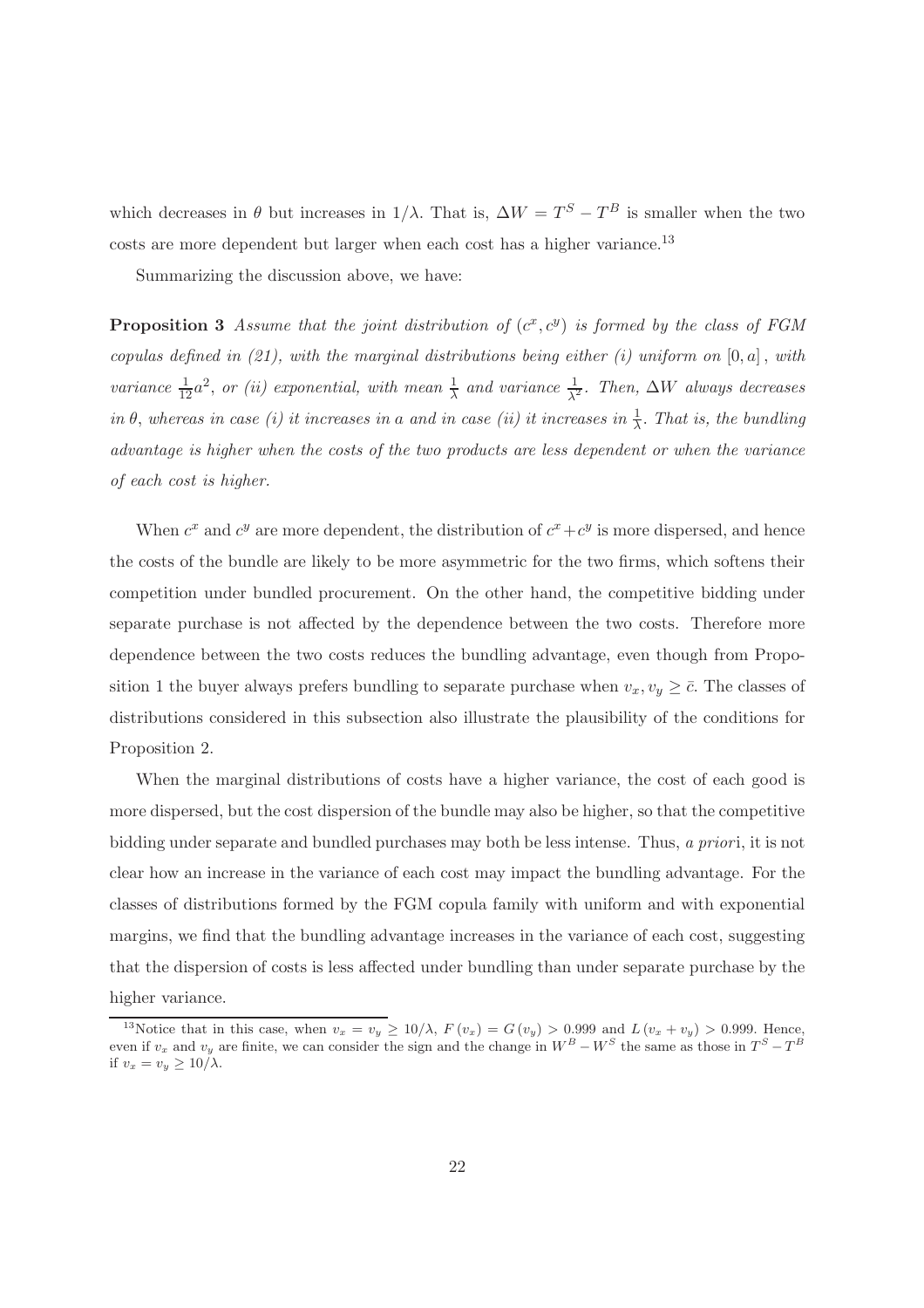which decreases in $\theta$ but increases in $1/\lambda$. That is, $\Delta W = T^S - T^B$ is smaller when the two costs are more dependent but larger when each cost has a higher variance.[13]

Summarizing the discussion above, we have:

**Proposition 3** *Assume that the joint distribution of $(c^x, c^y)$ is formed by the class of FGM copulas defined in (21), with the marginal distributions being either (i) uniform on $[0, a]$, with variance $\frac{1}{12}a^2$, or (ii) exponential, with mean $\frac{1}{\lambda}$ and variance $\frac{1}{\lambda^2}$. Then, $\Delta W$ always decreases in $\theta$, whereas in case (i) it increases in $a$ and in case (ii) it increases in $\frac{1}{\lambda}$. That is, the bundling advantage is higher when the costs of the two products are less dependent or when the variance of each cost is higher.*

When $c^x$ and $c^y$ are more dependent, the distribution of $c^x + c^y$ is more dispersed, and hence the costs of the bundle are likely to be more asymmetric for the two firms, which softens their competition under bundled procurement. On the other hand, the competitive bidding under separate purchase is not affected by the dependence between the two costs. Therefore more dependence between the two costs reduces the bundling advantage, even though from Proposition 1 the buyer always prefers bundling to separate purchase when $v_x, v_y \geq \bar{c}$. The classes of distributions considered in this subsection also illustrate the plausibility of the conditions for Proposition 2.

When the marginal distributions of costs have a higher variance, the cost of each good is more dispersed, but the cost dispersion of the bundle may also be higher, so that the competitive bidding under separate and bundled purchases may both be less intense. Thus, *a priori*, it is not clear how an increase in the variance of each cost may impact the bundling advantage. For the classes of distributions formed by the FGM copula family with uniform and with exponential margins, we find that the bundling advantage increases in the variance of each cost, suggesting that the dispersion of costs is less affected under bundling than under separate purchase by the higher variance.

[13]Notice that in this case, when $v_x = v_y \geq 10/\lambda$, $F(v_x) = G(v_y) > 0.999$ and $L(v_x + v_y) > 0.999$. Hence, even if $v_x$ and $v_y$ are finite, we can consider the sign and the change in $W^B - W^S$ the same as those in $T^S - T^B$ if $v_x = v_y \geq 10/\lambda$.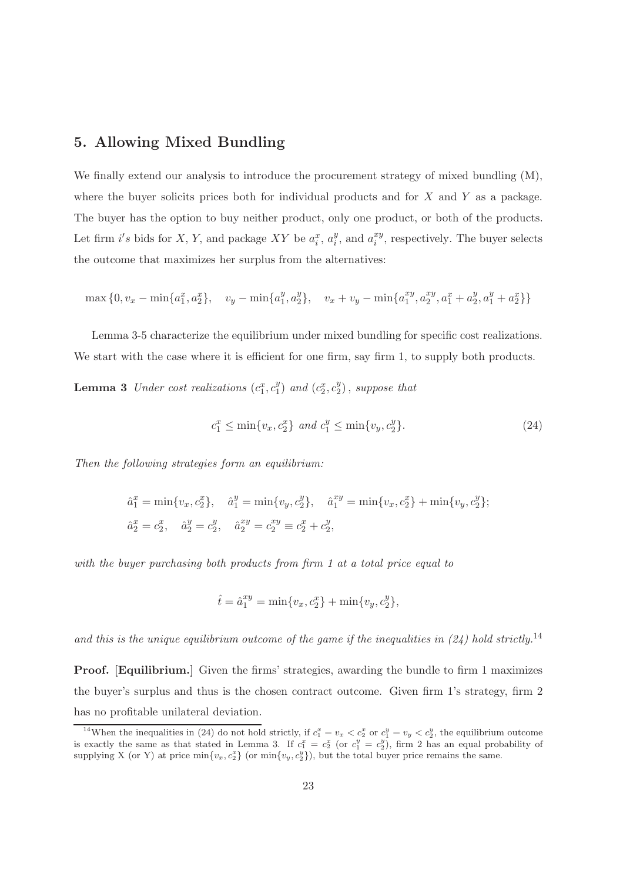## 5. Allowing Mixed Bundling

We finally extend our analysis to introduce the procurement strategy of mixed bundling (M), where the buyer solicits prices both for individual products and for $X$ and $Y$ as a package. The buyer has the option to buy neither product, only one product, or both of the products. Let firm $i's$ bids for $X$, $Y$, and package $XY$ be $a_i^x$, $a_i^y$, and $a_i^{xy}$, respectively. The buyer selects the outcome that maximizes her surplus from the alternatives:

$$\max\{0, v_x - \min\{a_1^x, a_2^x\}, \quad v_y - \min\{a_1^y, a_2^y\}, \quad v_x + v_y - \min\{a_1^{xy}, a_2^{xy}, a_1^x + a_2^y, a_1^y + a_2^x\}\}$$

Lemma 3-5 characterize the equilibrium under mixed bundling for specific cost realizations. We start with the case where it is efficient for one firm, say firm 1, to supply both products.

**Lemma 3** *Under cost realizations* $(c_1^x, c_1^y)$ *and* $(c_2^x, c_2^y)$*, suppose that*

$$c_1^x \leq \min\{v_x, c_2^x\} \text{ and } c_1^y \leq \min\{v_y, c_2^y\}. \tag{24}$$

*Then the following strategies form an equilibrium:*

$$\hat{a}_1^x = \min\{v_x, c_2^x\}, \quad \hat{a}_1^y = \min\{v_y, c_2^y\}, \quad \hat{a}_1^{xy} = \min\{v_x, c_2^x\} + \min\{v_y, c_2^y\};$$
$$\hat{a}_2^x = c_2^x, \quad \hat{a}_2^y = c_2^y, \quad \hat{a}_2^{xy} = c_2^{xy} \equiv c_2^x + c_2^y,$$

*with the buyer purchasing both products from firm 1 at a total price equal to*

$$\hat{t} = \hat{a}_1^{xy} = \min\{v_x, c_2^x\} + \min\{v_y, c_2^y\},$$

*and this is the unique equilibrium outcome of the game if the inequalities in (24) hold strictly.*[14]

**Proof. [Equilibrium.]** Given the firms' strategies, awarding the bundle to firm 1 maximizes the buyer's surplus and thus is the chosen contract outcome. Given firm 1's strategy, firm 2 has no profitable unilateral deviation.

[14] When the inequalities in (24) do not hold strictly, if $c_1^x = v_x < c_2^x$ or $c_1^y = v_y < c_2^y$, the equilibrium outcome is exactly the same as that stated in Lemma 3. If $c_1^x = c_2^x$ (or $c_1^y = c_2^y$), firm 2 has an equal probability of supplying X (or Y) at price $\min\{v_x, c_2^x\}$ (or $\min\{v_y, c_2^y\}$), but the total buyer price remains the same.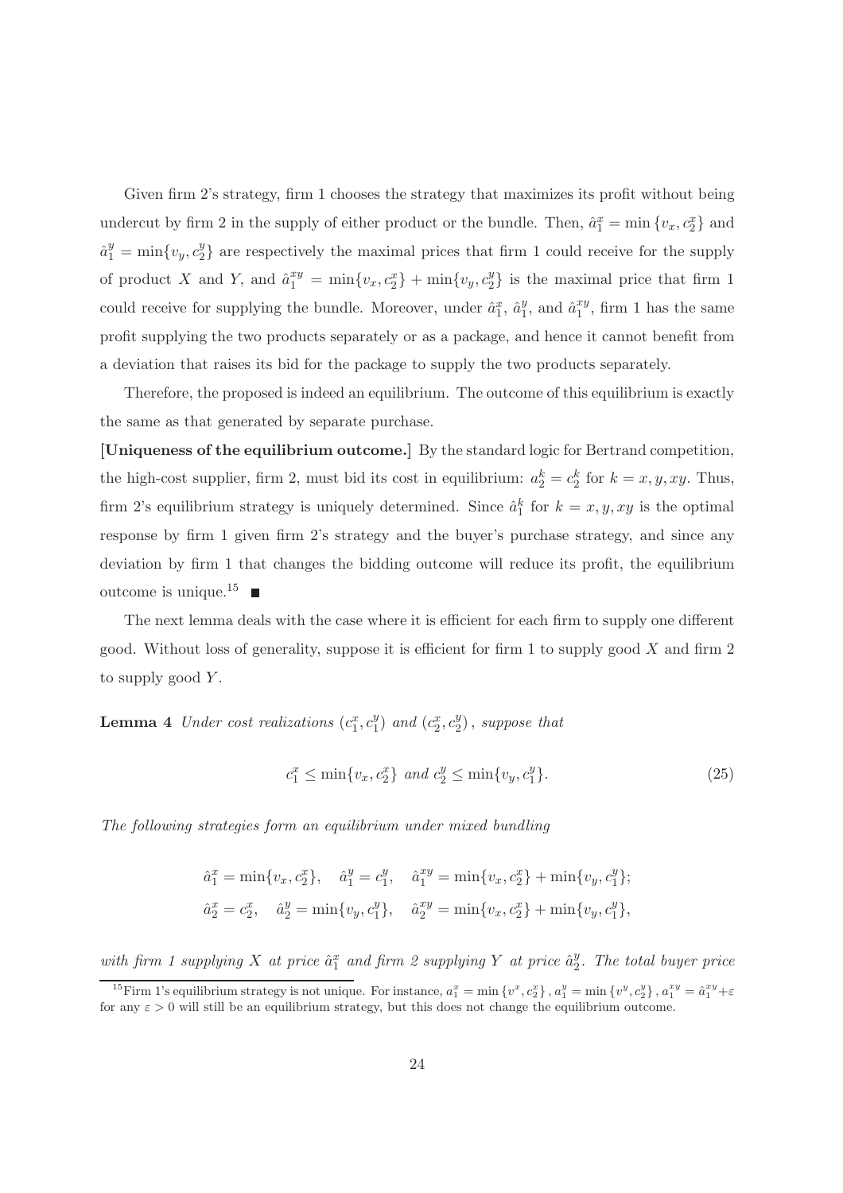Given firm 2's strategy, firm 1 chooses the strategy that maximizes its profit without being undercut by firm 2 in the supply of either product or the bundle. Then, $\hat{a}_1^x = \min\{v_x, c_2^x\}$ and $\hat{a}_1^y = \min\{v_y, c_2^y\}$ are respectively the maximal prices that firm 1 could receive for the supply of product $X$ and $Y$, and $\hat{a}_1^{xy} = \min\{v_x, c_2^x\} + \min\{v_y, c_2^y\}$ is the maximal price that firm 1 could receive for supplying the bundle. Moreover, under $\hat{a}_1^x$, $\hat{a}_1^y$, and $\hat{a}_1^{xy}$, firm 1 has the same profit supplying the two products separately or as a package, and hence it cannot benefit from a deviation that raises its bid for the package to supply the two products separately.

Therefore, the proposed is indeed an equilibrium. The outcome of this equilibrium is exactly the same as that generated by separate purchase.

[**Uniqueness of the equilibrium outcome.**] By the standard logic for Bertrand competition, the high-cost supplier, firm 2, must bid its cost in equilibrium: $a_2^k = c_2^k$ for $k = x, y, xy$. Thus, firm 2's equilibrium strategy is uniquely determined. Since $\hat{a}_1^k$ for $k = x, y, xy$ is the optimal response by firm 1 given firm 2's strategy and the buyer's purchase strategy, and since any deviation by firm 1 that changes the bidding outcome will reduce its profit, the equilibrium outcome is unique.[15] ∎

The next lemma deals with the case where it is efficient for each firm to supply one different good. Without loss of generality, suppose it is efficient for firm 1 to supply good $X$ and firm 2 to supply good $Y$.

**Lemma 4** *Under cost realizations $(c_1^x, c_1^y)$ and $(c_2^x, c_2^y)$, suppose that*

$$c_1^x \leq \min\{v_x, c_2^x\} \text{ and } c_2^y \leq \min\{v_y, c_1^y\}. \tag{25}$$

*The following strategies form an equilibrium under mixed bundling*

$$\hat{a}_1^x = \min\{v_x, c_2^x\}, \quad \hat{a}_1^y = c_1^y, \quad \hat{a}_1^{xy} = \min\{v_x, c_2^x\} + \min\{v_y, c_1^y\};$$
$$\hat{a}_2^x = c_2^x, \quad \hat{a}_2^y = \min\{v_y, c_1^y\}, \quad \hat{a}_2^{xy} = \min\{v_x, c_2^x\} + \min\{v_y, c_1^y\},$$

*with firm 1 supplying $X$ at price $\hat{a}_1^x$ and firm 2 supplying $Y$ at price $\hat{a}_2^y$. The total buyer price*

[15] Firm 1's equilibrium strategy is not unique. For instance, $a_1^x = \min\{v^x, c_2^x\}$, $a_1^y = \min\{v^y, c_2^y\}$, $a_1^{xy} = \hat{a}_1^{xy} + \varepsilon$ for any $\varepsilon > 0$ will still be an equilibrium strategy, but this does not change the equilibrium outcome.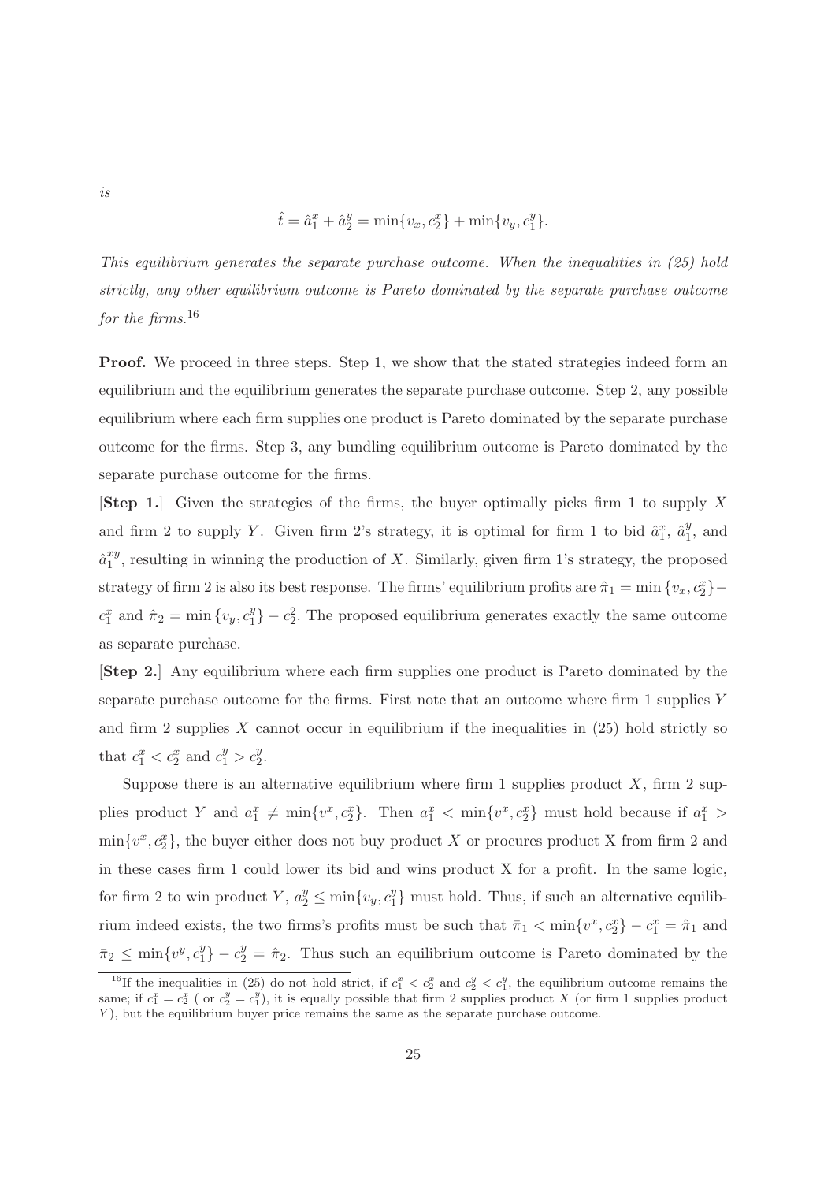*is*

$$\hat{t} = \hat{a}_1^x + \hat{a}_2^y = \min\{v_x, c_2^x\} + \min\{v_y, c_1^y\}.$$

*This equilibrium generates the separate purchase outcome. When the inequalities in (25) hold strictly, any other equilibrium outcome is Pareto dominated by the separate purchase outcome for the firms.*[16]

**Proof.** We proceed in three steps. Step 1, we show that the stated strategies indeed form an equilibrium and the equilibrium generates the separate purchase outcome. Step 2, any possible equilibrium where each firm supplies one product is Pareto dominated by the separate purchase outcome for the firms. Step 3, any bundling equilibrium outcome is Pareto dominated by the separate purchase outcome for the firms.

[**Step 1.**] Given the strategies of the firms, the buyer optimally picks firm 1 to supply $X$ and firm 2 to supply $Y$. Given firm 2's strategy, it is optimal for firm 1 to bid $\hat{a}_1^x$, $\hat{a}_1^y$, and $\hat{a}_1^{xy}$, resulting in winning the production of $X$. Similarly, given firm 1's strategy, the proposed strategy of firm 2 is also its best response. The firms' equilibrium profits are $\hat{\pi}_1 = \min\{v_x, c_2^x\} - c_1^x$ and $\hat{\pi}_2 = \min\{v_y, c_1^y\} - c_2^2$. The proposed equilibrium generates exactly the same outcome as separate purchase.

[**Step 2.**] Any equilibrium where each firm supplies one product is Pareto dominated by the separate purchase outcome for the firms. First note that an outcome where firm 1 supplies $Y$ and firm 2 supplies $X$ cannot occur in equilibrium if the inequalities in (25) hold strictly so that $c_1^x < c_2^x$ and $c_1^y > c_2^y$.

Suppose there is an alternative equilibrium where firm 1 supplies product $X$, firm 2 supplies product $Y$ and $a_1^x \neq \min\{v^x, c_2^x\}$. Then $a_1^x < \min\{v^x, c_2^x\}$ must hold because if $a_1^x > \min\{v^x, c_2^x\}$, the buyer either does not buy product $X$ or procures product X from firm 2 and in these cases firm 1 could lower its bid and wins product X for a profit. In the same logic, for firm 2 to win product $Y$, $a_2^y \leq \min\{v_y, c_1^y\}$ must hold. Thus, if such an alternative equilibrium indeed exists, the two firms's profits must be such that $\bar{\pi}_1 < \min\{v^x, c_2^x\} - c_1^x = \hat{\pi}_1$ and $\bar{\pi}_2 \leq \min\{v^y, c_1^y\} - c_2^y = \hat{\pi}_2$. Thus such an equilibrium outcome is Pareto dominated by the

[16] If the inequalities in (25) do not hold strict, if $c_1^x < c_2^x$ and $c_2^y < c_1^y$, the equilibrium outcome remains the same; if $c_1^x = c_2^x$ ( or $c_2^y = c_1^y$), it is equally possible that firm 2 supplies product $X$ (or firm 1 supplies product $Y$), but the equilibrium buyer price remains the same as the separate purchase outcome.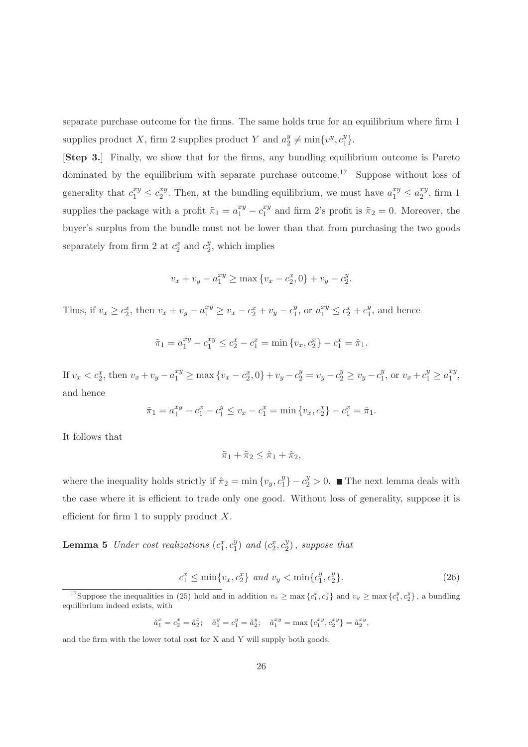separate purchase outcome for the firms. The same holds true for an equilibrium where firm 1 supplies product $X$, firm 2 supplies product $Y$ and $a_2^y \neq \min\{v^y, c_1^y\}$.

[**Step 3.**] Finally, we show that for the firms, any bundling equilibrium outcome is Pareto dominated by the equilibrium with separate purchase outcome.[17] Suppose without loss of generality that $c_1^{xy} \leq c_2^{xy}$. Then, at the bundling equilibrium, we must have $a_1^{xy} \leq a_2^{xy}$, firm 1 supplies the package with a profit $\tilde{\pi}_1 = a_1^{xy} - c_1^{xy}$ and firm 2's profit is $\tilde{\pi}_2 = 0$. Moreover, the buyer's surplus from the bundle must not be lower than that from purchasing the two goods separately from firm 2 at $c_2^x$ and $c_2^y$, which implies

$$v_x + v_y - a_1^{xy} \geq \max\{v_x - c_2^x, 0\} + v_y - c_2^y.$$

Thus, if $v_x \geq c_2^x$, then $v_x + v_y - a_1^{xy} \geq v_x - c_2^x + v_y - c_1^y$, or $a_1^{xy} \leq c_2^x + c_1^y$, and hence

$$\tilde{\pi}_1 = a_1^{xy} - c_1^{xy} \leq c_2^x - c_1^x = \min\{v_x, c_2^x\} - c_1^x = \hat{\pi}_1.$$

If $v_x < c_2^x$, then $v_x + v_y - a_1^{xy} \geq \max\{v_x - c_2^x, 0\} + v_y - c_2^y = v_y - c_2^y \geq v_y - c_1^y$, or $v_x + c_1^y \geq a_1^{xy}$, and hence

$$\tilde{\pi}_1 = a_1^{xy} - c_1^x - c_1^y \leq v_x - c_1^x = \min\{v_x, c_2^x\} - c_1^x = \hat{\pi}_1.$$

It follows that

$$\tilde{\pi}_1 + \tilde{\pi}_2 \leq \hat{\pi}_1 + \hat{\pi}_2,$$

where the inequality holds strictly if $\hat{\pi}_2 = \min\{v_y, c_1^y\} - c_2^y > 0$. ■ The next lemma deals with the case where it is efficient to trade only one good. Without loss of generality, suppose it is efficient for firm 1 to supply product $X$.

**Lemma 5** *Under cost realizations $(c_1^x, c_1^y)$ and $(c_2^x, c_2^y)$, suppose that*

$$c_1^x \leq \min\{v_x, c_2^x\} \text{ and } v_y < \min\{c_1^y, c_2^y\}. \tag{26}$$

[17] Suppose the inequalities in (25) hold and in addition $v_x \geq \max\{c_1^x, c_2^x\}$ and $v_y \geq \max\{c_1^y, c_2^y\}$, a bundling equilibrium indeed exists, with

$$\tilde{a}_1^x = c_2^x = \tilde{a}_2^x; \quad \tilde{a}_1^y = c_1^y = \tilde{a}_2^y; \quad \tilde{a}_1^{xy} = \max\{c_1^{xy}, c_2^{xy}\} = \tilde{a}_2^{xy},$$

and the firm with the lower total cost for X and Y will supply both goods.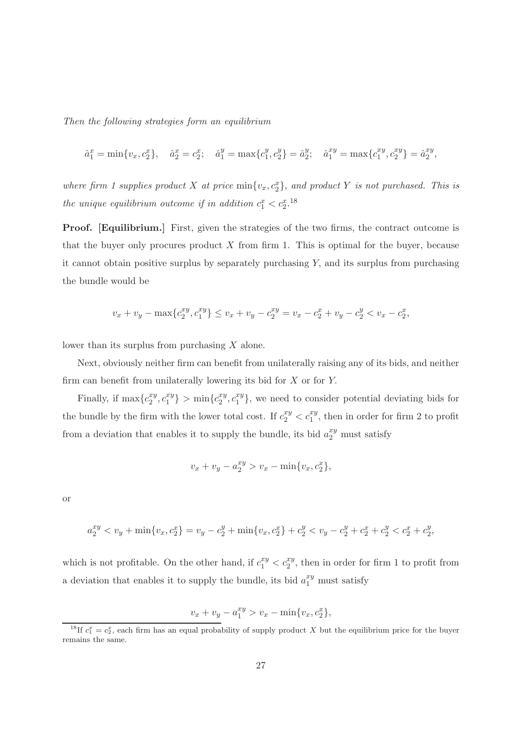*Then the following strategies form an equilibrium*

$$\hat{a}_1^x = \min\{v_x, c_2^x\}, \quad \hat{a}_2^x = c_2^x; \quad \hat{a}_1^y = \max\{c_1^y, c_2^y\} = \hat{a}_2^y; \quad \hat{a}_1^{xy} = \max\{c_1^{xy}, c_2^{xy}\} = \hat{a}_2^{xy},$$

*where firm 1 supplies product $X$ at price $\min\{v_x, c_2^x\}$, and product $Y$ is not purchased. This is the unique equilibrium outcome if in addition $c_1^x < c_2^x$.*[18]

**Proof. [Equilibrium.]** First, given the strategies of the two firms, the contract outcome is that the buyer only procures product $X$ from firm 1. This is optimal for the buyer, because it cannot obtain positive surplus by separately purchasing $Y$, and its surplus from purchasing the bundle would be

$$v_x + v_y - \max\{c_2^{xy}, c_1^{xy}\} \leq v_x + v_y - c_2^{xy} = v_x - c_2^x + v_y - c_2^y < v_x - c_2^x,$$

lower than its surplus from purchasing $X$ alone.

Next, obviously neither firm can benefit from unilaterally raising any of its bids, and neither firm can benefit from unilaterally lowering its bid for $X$ or for $Y$.

Finally, if $\max\{c_2^{xy}, c_1^{xy}\} > \min\{c_2^{xy}, c_1^{xy}\}$, we need to consider potential deviating bids for the bundle by the firm with the lower total cost. If $c_2^{xy} < c_1^{xy}$, then in order for firm 2 to profit from a deviation that enables it to supply the bundle, its bid $a_2^{xy}$ must satisfy

$$v_x + v_y - a_2^{xy} > v_x - \min\{v_x, c_2^x\},$$

or

$$a_2^{xy} < v_y + \min\{v_x, c_2^x\} = v_y - c_2^y + \min\{v_x, c_2^x\} + c_2^y < v_y - c_2^y + c_2^x + c_2^y < c_2^x + c_2^y,$$

which is not profitable. On the other hand, if $c_1^{xy} < c_2^{xy}$, then in order for firm 1 to profit from a deviation that enables it to supply the bundle, its bid $a_1^{xy}$ must satisfy

$$v_x + v_y - a_1^{xy} > v_x - \min\{v_x, c_2^x\},$$

[18] If $c_1^x = c_2^x$, each firm has an equal probability of supply product $X$ but the equilibrium price for the buyer remains the same.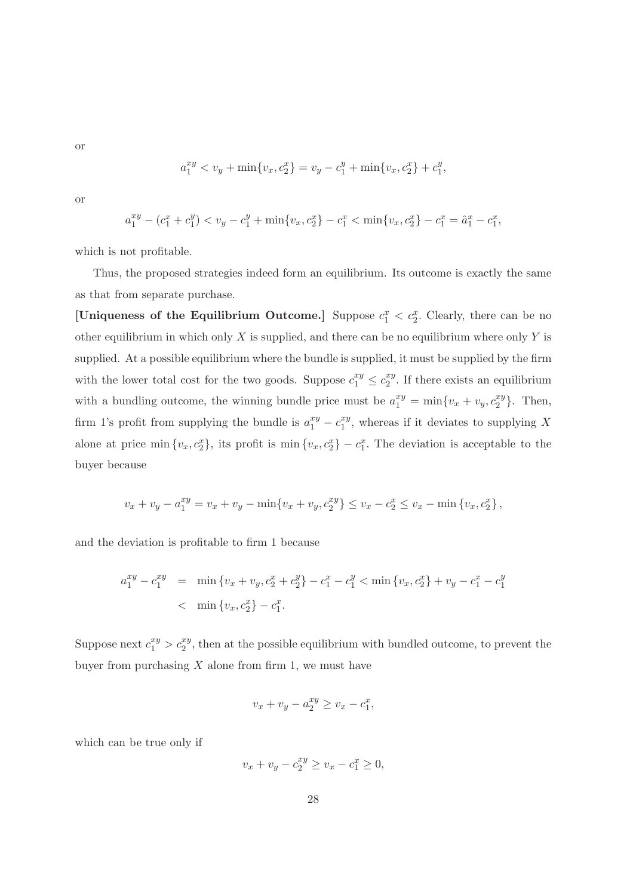or

$$a_1^{xy} < v_y + \min\{v_x, c_2^x\} = v_y - c_1^y + \min\{v_x, c_2^x\} + c_1^y,$$

or

$$a_1^{xy} - (c_1^x + c_1^y) < v_y - c_1^y + \min\{v_x, c_2^x\} - c_1^x < \min\{v_x, c_2^x\} - c_1^x = \hat{a}_1^x - c_1^x,$$

which is not profitable.

Thus, the proposed strategies indeed form an equilibrium. Its outcome is exactly the same as that from separate purchase.

**[Uniqueness of the Equilibrium Outcome.]** Suppose $c_1^x < c_2^x$. Clearly, there can be no other equilibrium in which only $X$ is supplied, and there can be no equilibrium where only $Y$ is supplied. At a possible equilibrium where the bundle is supplied, it must be supplied by the firm with the lower total cost for the two goods. Suppose $c_1^{xy} \leq c_2^{xy}$. If there exists an equilibrium with a bundling outcome, the winning bundle price must be $a_1^{xy} = \min\{v_x + v_y, c_2^{xy}\}$. Then, firm 1's profit from supplying the bundle is $a_1^{xy} - c_1^{xy}$, whereas if it deviates to supplying $X$ alone at price $\min\{v_x, c_2^x\}$, its profit is $\min\{v_x, c_2^x\} - c_1^x$. The deviation is acceptable to the buyer because

$$v_x + v_y - a_1^{xy} = v_x + v_y - \min\{v_x + v_y, c_2^{xy}\} \leq v_x - c_2^x \leq v_x - \min\{v_x, c_2^x\},$$

and the deviation is profitable to firm 1 because

$$\begin{aligned} a_1^{xy} - c_1^{xy} &= \min\{v_x + v_y, c_2^x + c_2^y\} - c_1^x - c_1^y < \min\{v_x, c_2^x\} + v_y - c_1^x - c_1^y \\ &< \min\{v_x, c_2^x\} - c_1^x. \end{aligned}$$

Suppose next $c_1^{xy} > c_2^{xy}$, then at the possible equilibrium with bundled outcome, to prevent the buyer from purchasing $X$ alone from firm 1, we must have

$$v_x + v_y - a_2^{xy} \geq v_x - c_1^x,$$

which can be true only if

$$v_x + v_y - c_2^{xy} \geq v_x - c_1^x \geq 0,$$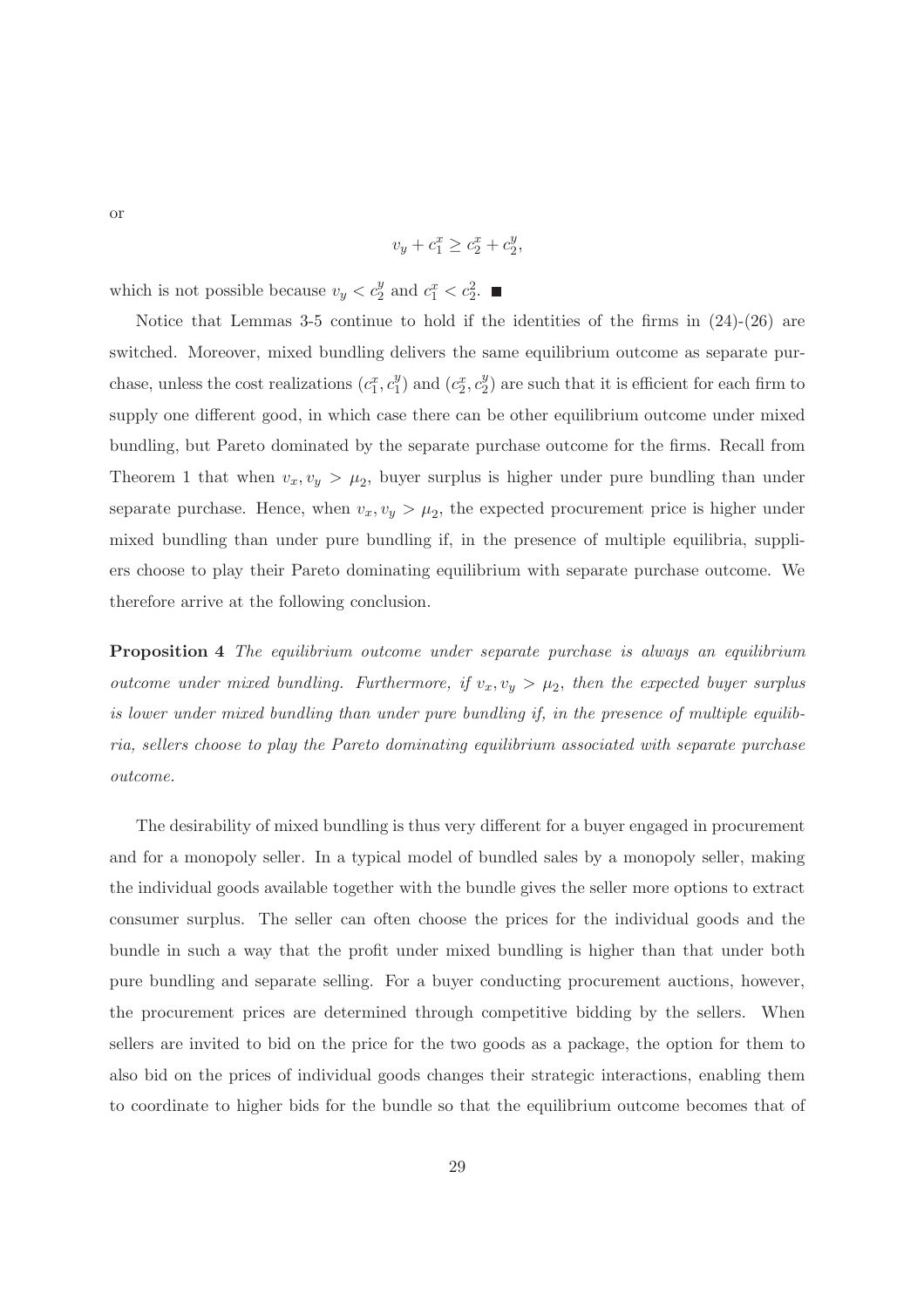or

$$v_y + c_1^x \geq c_2^x + c_2^y,$$

which is not possible because $v_y < c_2^y$ and $c_1^x < c_2^2$. ■

Notice that Lemmas 3-5 continue to hold if the identities of the firms in (24)-(26) are switched. Moreover, mixed bundling delivers the same equilibrium outcome as separate purchase, unless the cost realizations $(c_1^x, c_1^y)$ and $(c_2^x, c_2^y)$ are such that it is efficient for each firm to supply one different good, in which case there can be other equilibrium outcome under mixed bundling, but Pareto dominated by the separate purchase outcome for the firms. Recall from Theorem 1 that when $v_x, v_y > \mu_2$, buyer surplus is higher under pure bundling than under separate purchase. Hence, when $v_x, v_y > \mu_2$, the expected procurement price is higher under mixed bundling than under pure bundling if, in the presence of multiple equilibria, suppliers choose to play their Pareto dominating equilibrium with separate purchase outcome. We therefore arrive at the following conclusion.

**Proposition 4** *The equilibrium outcome under separate purchase is always an equilibrium outcome under mixed bundling. Furthermore, if $v_x, v_y > \mu_2$, then the expected buyer surplus is lower under mixed bundling than under pure bundling if, in the presence of multiple equilibria, sellers choose to play the Pareto dominating equilibrium associated with separate purchase outcome.*

The desirability of mixed bundling is thus very different for a buyer engaged in procurement and for a monopoly seller. In a typical model of bundled sales by a monopoly seller, making the individual goods available together with the bundle gives the seller more options to extract consumer surplus. The seller can often choose the prices for the individual goods and the bundle in such a way that the profit under mixed bundling is higher than that under both pure bundling and separate selling. For a buyer conducting procurement auctions, however, the procurement prices are determined through competitive bidding by the sellers. When sellers are invited to bid on the price for the two goods as a package, the option for them to also bid on the prices of individual goods changes their strategic interactions, enabling them to coordinate to higher bids for the bundle so that the equilibrium outcome becomes that of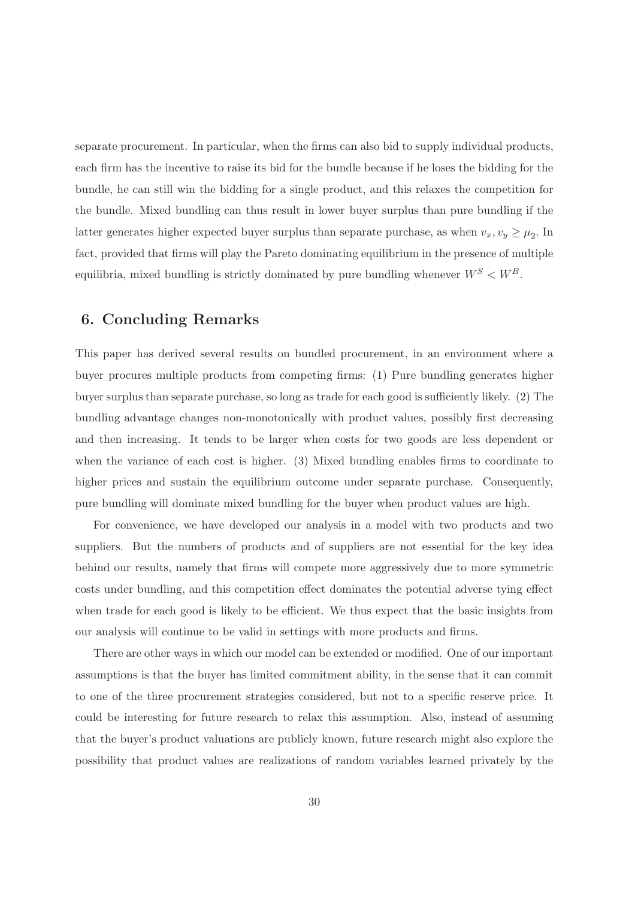separate procurement. In particular, when the firms can also bid to supply individual products, each firm has the incentive to raise its bid for the bundle because if he loses the bidding for the bundle, he can still win the bidding for a single product, and this relaxes the competition for the bundle. Mixed bundling can thus result in lower buyer surplus than pure bundling if the latter generates higher expected buyer surplus than separate purchase, as when $v_x, v_y \geq \mu_2$. In fact, provided that firms will play the Pareto dominating equilibrium in the presence of multiple equilibria, mixed bundling is strictly dominated by pure bundling whenever $W^S < W^B$.

## 6. Concluding Remarks

This paper has derived several results on bundled procurement, in an environment where a buyer procures multiple products from competing firms: (1) Pure bundling generates higher buyer surplus than separate purchase, so long as trade for each good is sufficiently likely. (2) The bundling advantage changes non-monotonically with product values, possibly first decreasing and then increasing. It tends to be larger when costs for two goods are less dependent or when the variance of each cost is higher. (3) Mixed bundling enables firms to coordinate to higher prices and sustain the equilibrium outcome under separate purchase. Consequently, pure bundling will dominate mixed bundling for the buyer when product values are high.

For convenience, we have developed our analysis in a model with two products and two suppliers. But the numbers of products and of suppliers are not essential for the key idea behind our results, namely that firms will compete more aggressively due to more symmetric costs under bundling, and this competition effect dominates the potential adverse tying effect when trade for each good is likely to be efficient. We thus expect that the basic insights from our analysis will continue to be valid in settings with more products and firms.

There are other ways in which our model can be extended or modified. One of our important assumptions is that the buyer has limited commitment ability, in the sense that it can commit to one of the three procurement strategies considered, but not to a specific reserve price. It could be interesting for future research to relax this assumption. Also, instead of assuming that the buyer's product valuations are publicly known, future research might also explore the possibility that product values are realizations of random variables learned privately by the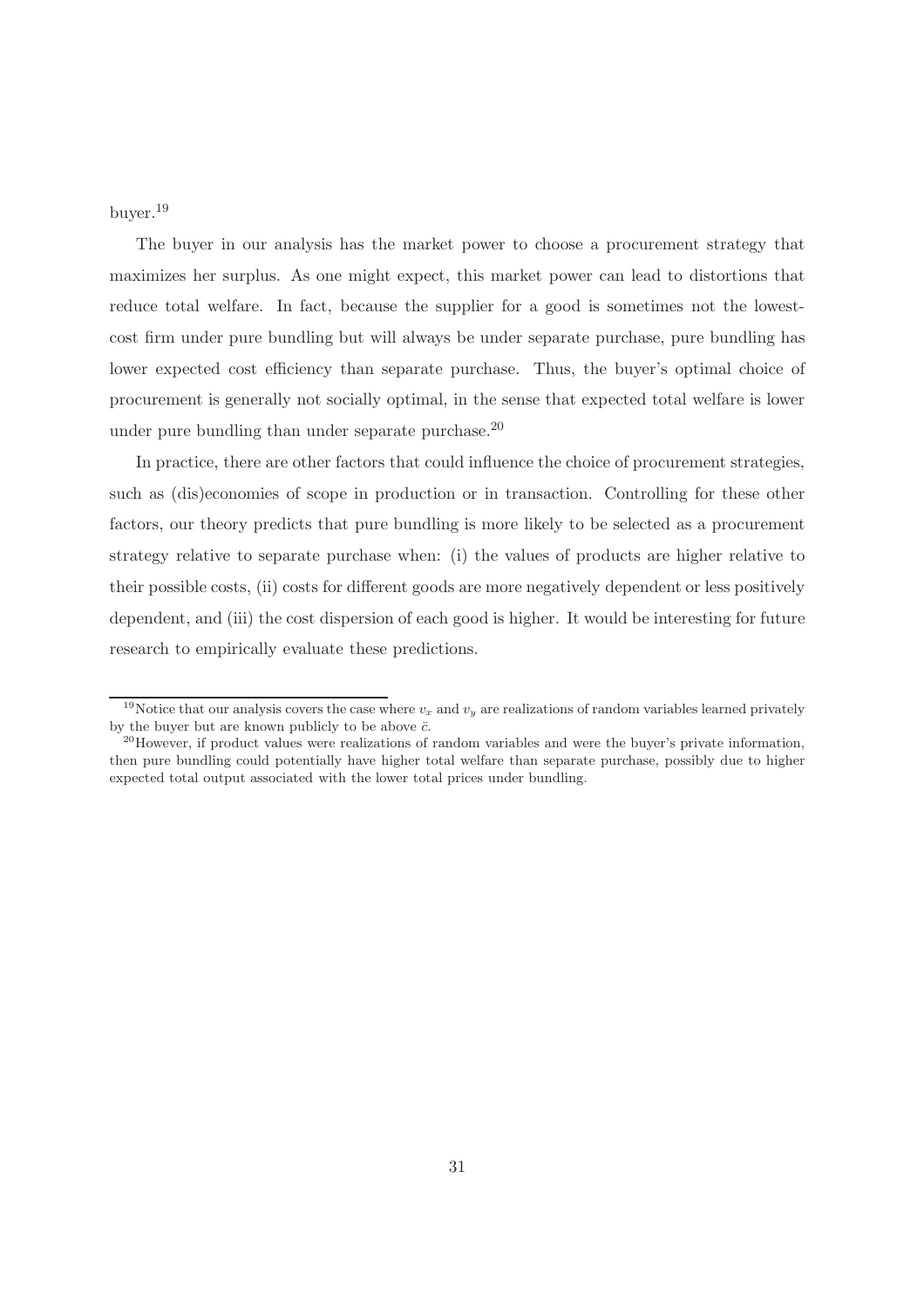buyer.[19]

The buyer in our analysis has the market power to choose a procurement strategy that maximizes her surplus. As one might expect, this market power can lead to distortions that reduce total welfare. In fact, because the supplier for a good is sometimes not the lowest-cost firm under pure bundling but will always be under separate purchase, pure bundling has lower expected cost efficiency than separate purchase. Thus, the buyer's optimal choice of procurement is generally not socially optimal, in the sense that expected total welfare is lower under pure bundling than under separate purchase.[20]

In practice, there are other factors that could influence the choice of procurement strategies, such as (dis)economies of scope in production or in transaction. Controlling for these other factors, our theory predicts that pure bundling is more likely to be selected as a procurement strategy relative to separate purchase when: (i) the values of products are higher relative to their possible costs, (ii) costs for different goods are more negatively dependent or less positively dependent, and (iii) the cost dispersion of each good is higher. It would be interesting for future research to empirically evaluate these predictions.

[19] Notice that our analysis covers the case where $v_x$ and $v_y$ are realizations of random variables learned privately by the buyer but are known publicly to be above $\bar{c}$.

[20] However, if product values were realizations of random variables and were the buyer's private information, then pure bundling could potentially have higher total welfare than separate purchase, possibly due to higher expected total output associated with the lower total prices under bundling.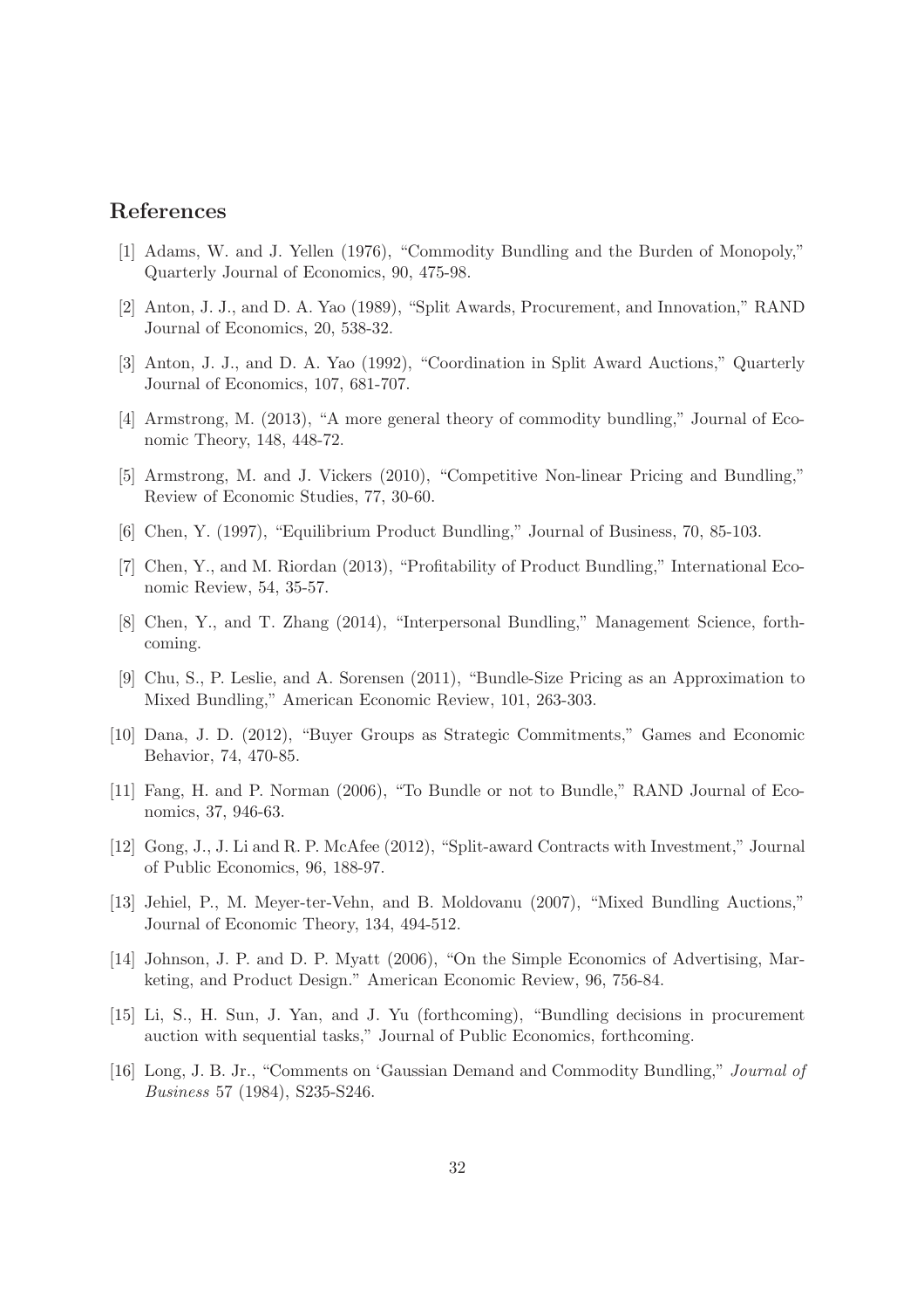## References

[1] Adams, W. and J. Yellen (1976), "Commodity Bundling and the Burden of Monopoly," Quarterly Journal of Economics, 90, 475-98.

[2] Anton, J. J., and D. A. Yao (1989), "Split Awards, Procurement, and Innovation," RAND Journal of Economics, 20, 538-32.

[3] Anton, J. J., and D. A. Yao (1992), "Coordination in Split Award Auctions," Quarterly Journal of Economics, 107, 681-707.

[4] Armstrong, M. (2013), "A more general theory of commodity bundling," Journal of Economic Theory, 148, 448-72.

[5] Armstrong, M. and J. Vickers (2010), "Competitive Non-linear Pricing and Bundling," Review of Economic Studies, 77, 30-60.

[6] Chen, Y. (1997), "Equilibrium Product Bundling," Journal of Business, 70, 85-103.

[7] Chen, Y., and M. Riordan (2013), "Profitability of Product Bundling," International Economic Review, 54, 35-57.

[8] Chen, Y., and T. Zhang (2014), "Interpersonal Bundling," Management Science, forthcoming.

[9] Chu, S., P. Leslie, and A. Sorensen (2011), "Bundle-Size Pricing as an Approximation to Mixed Bundling," American Economic Review, 101, 263-303.

[10] Dana, J. D. (2012), "Buyer Groups as Strategic Commitments," Games and Economic Behavior, 74, 470-85.

[11] Fang, H. and P. Norman (2006), "To Bundle or not to Bundle," RAND Journal of Economics, 37, 946-63.

[12] Gong, J., J. Li and R. P. McAfee (2012), "Split-award Contracts with Investment," Journal of Public Economics, 96, 188-97.

[13] Jehiel, P., M. Meyer-ter-Vehn, and B. Moldovanu (2007), "Mixed Bundling Auctions," Journal of Economic Theory, 134, 494-512.

[14] Johnson, J. P. and D. P. Myatt (2006), "On the Simple Economics of Advertising, Marketing, and Product Design." American Economic Review, 96, 756-84.

[15] Li, S., H. Sun, J. Yan, and J. Yu (forthcoming), "Bundling decisions in procurement auction with sequential tasks," Journal of Public Economics, forthcoming.

[16] Long, J. B. Jr., "Comments on 'Gaussian Demand and Commodity Bundling," *Journal of Business* 57 (1984), S235-S246.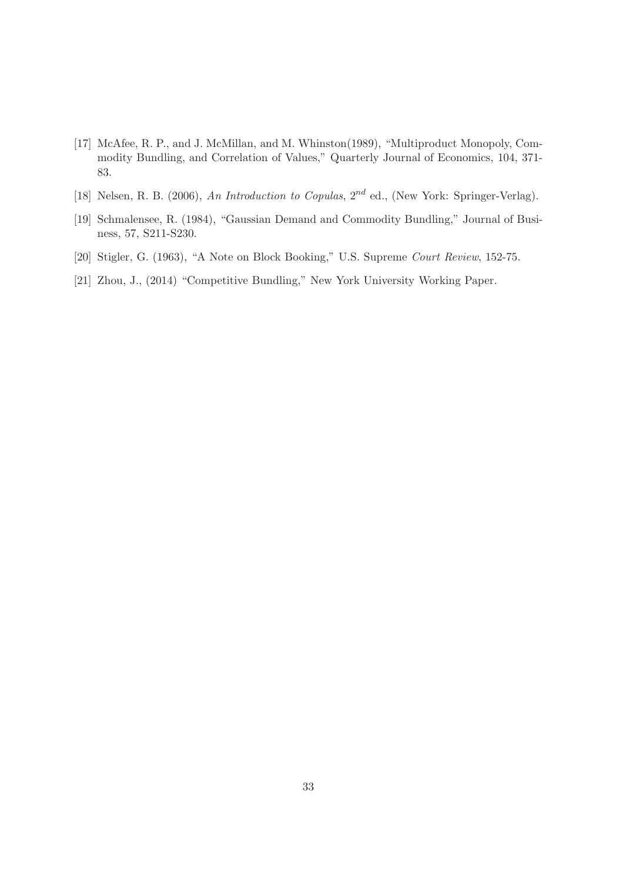[17] McAfee, R. P., and J. McMillan, and M. Whinston(1989), "Multiproduct Monopoly, Commodity Bundling, and Correlation of Values," Quarterly Journal of Economics, 104, 371-83.

[18] Nelsen, R. B. (2006), *An Introduction to Copulas*, $2^{nd}$ ed., (New York: Springer-Verlag).

[19] Schmalensee, R. (1984), "Gaussian Demand and Commodity Bundling," Journal of Business, 57, S211-S230.

[20] Stigler, G. (1963), "A Note on Block Booking," U.S. Supreme *Court Review*, 152-75.

[21] Zhou, J., (2014) "Competitive Bundling," New York University Working Paper.